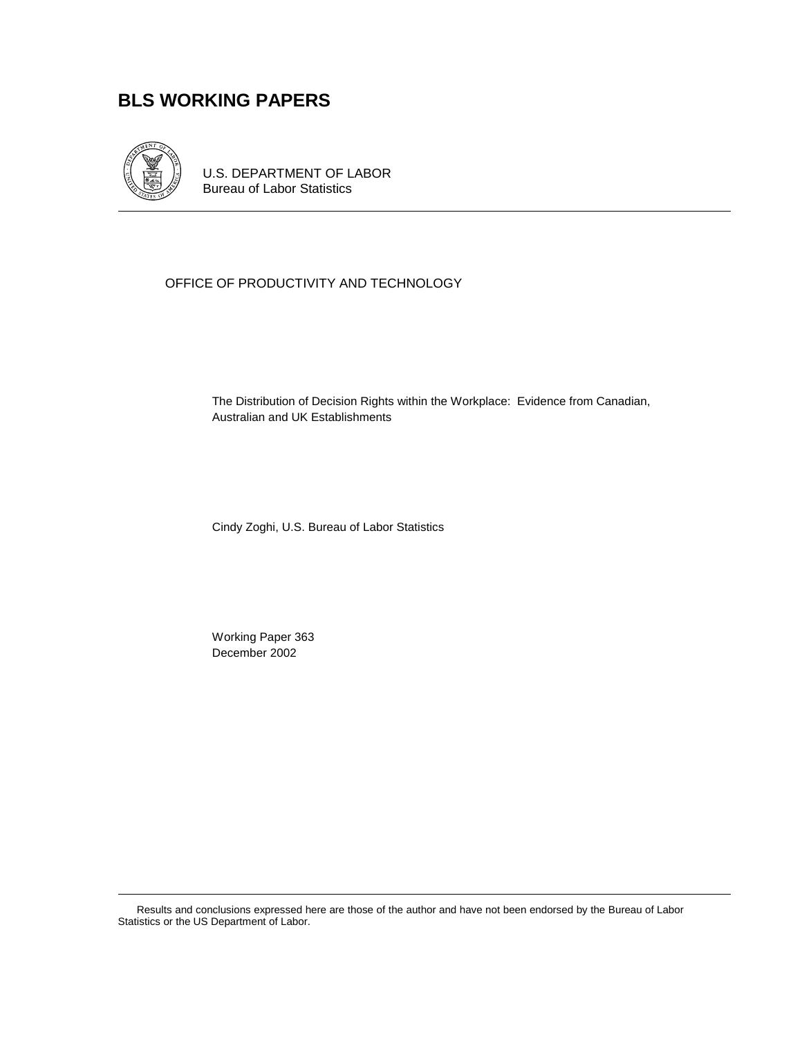# BLS WORKING PAPERS

U.S. DEPARTMENT OF LABOR
Bureau of Labor Statistics

OFFICE OF PRODUCTIVITY AND TECHNOLOGY

The Distribution of Decision Rights within the Workplace: Evidence from Canadian, Australian and UK Establishments

Cindy Zoghi, U.S. Bureau of Labor Statistics

Working Paper 363
December 2002

Results and conclusions expressed here are those of the author and have not been endorsed by the Bureau of Labor Statistics or the US Department of Labor.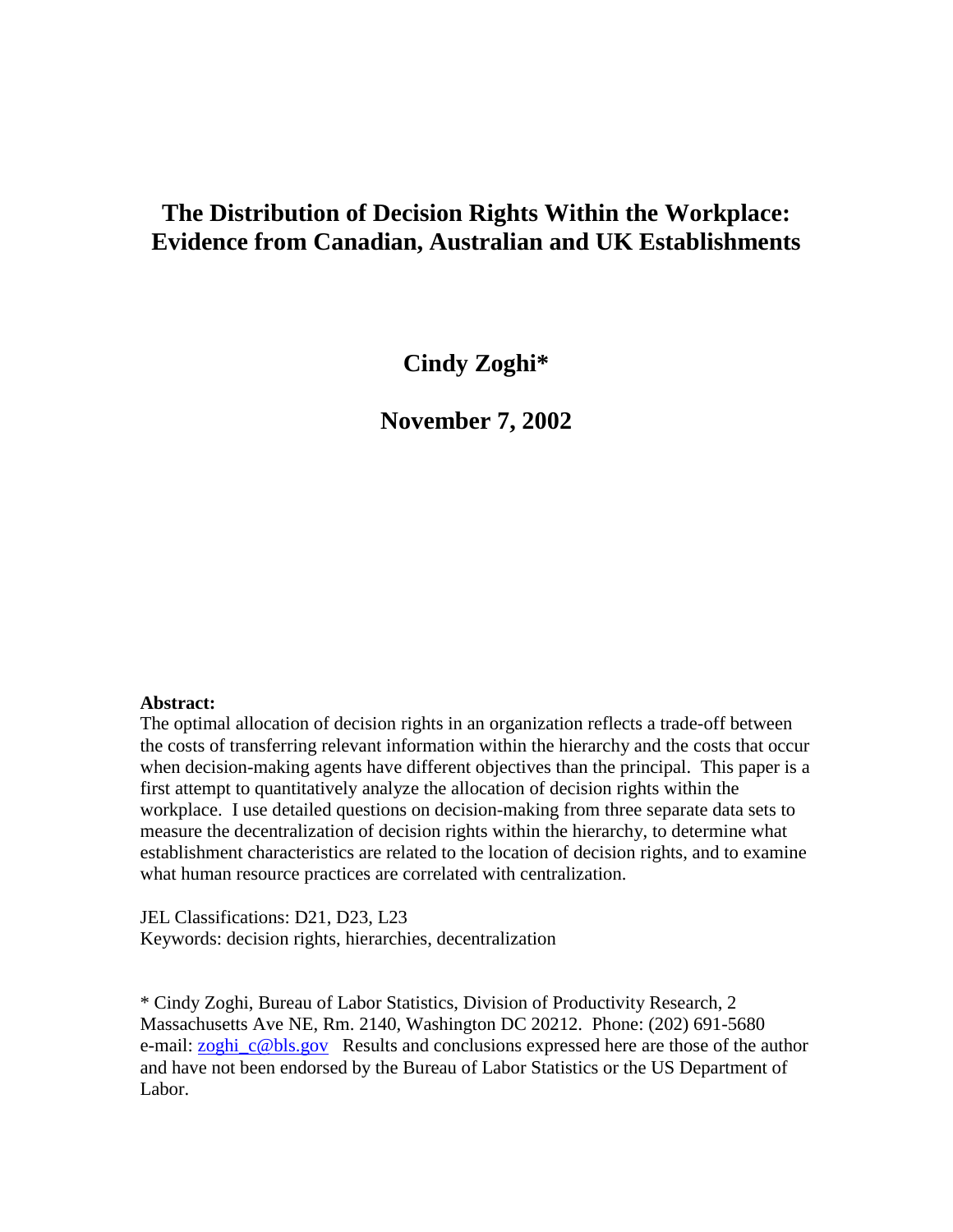# The Distribution of Decision Rights Within the Workplace: Evidence from Canadian, Australian and UK Establishments

**Cindy Zoghi***

**November 7, 2002**

**Abstract:**
The optimal allocation of decision rights in an organization reflects a trade-off between the costs of transferring relevant information within the hierarchy and the costs that occur when decision-making agents have different objectives than the principal. This paper is a first attempt to quantitatively analyze the allocation of decision rights within the workplace. I use detailed questions on decision-making from three separate data sets to measure the decentralization of decision rights within the hierarchy, to determine what establishment characteristics are related to the location of decision rights, and to examine what human resource practices are correlated with centralization.

JEL Classifications: D21, D23, L23
Keywords: decision rights, hierarchies, decentralization

\* Cindy Zoghi, Bureau of Labor Statistics, Division of Productivity Research, 2 Massachusetts Ave NE, Rm. 2140, Washington DC 20212. Phone: (202) 691-5680 e-mail: zoghi_c@bls.gov Results and conclusions expressed here are those of the author and have not been endorsed by the Bureau of Labor Statistics or the US Department of Labor.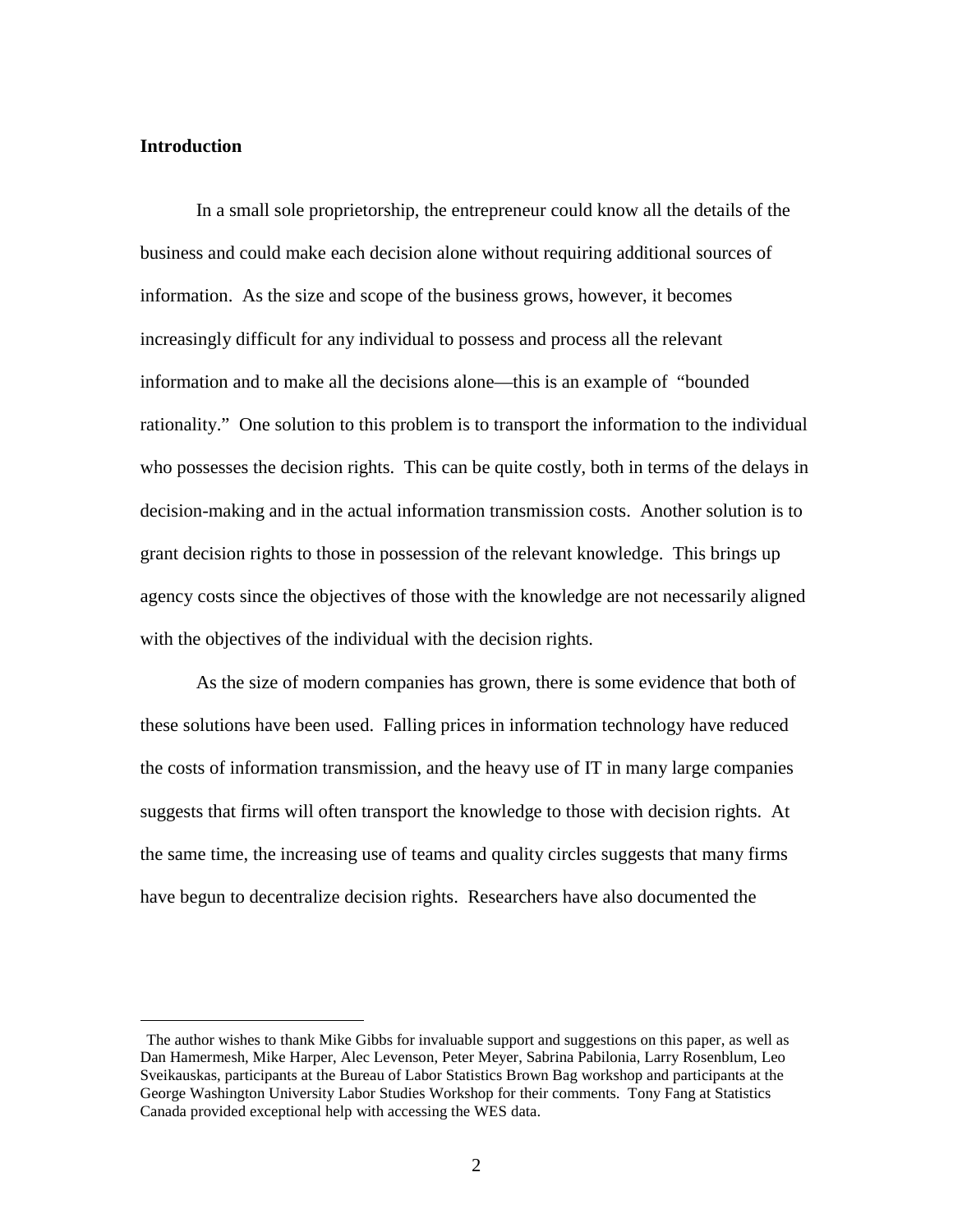### Introduction

In a small sole proprietorship, the entrepreneur could know all the details of the business and could make each decision alone without requiring additional sources of information. As the size and scope of the business grows, however, it becomes increasingly difficult for any individual to possess and process all the relevant information and to make all the decisions alone—this is an example of "bounded rationality." One solution to this problem is to transport the information to the individual who possesses the decision rights. This can be quite costly, both in terms of the delays in decision-making and in the actual information transmission costs. Another solution is to grant decision rights to those in possession of the relevant knowledge. This brings up agency costs since the objectives of those with the knowledge are not necessarily aligned with the objectives of the individual with the decision rights.

As the size of modern companies has grown, there is some evidence that both of these solutions have been used. Falling prices in information technology have reduced the costs of information transmission, and the heavy use of IT in many large companies suggests that firms will often transport the knowledge to those with decision rights. At the same time, the increasing use of teams and quality circles suggests that many firms have begun to decentralize decision rights. Researchers have also documented the

---

The author wishes to thank Mike Gibbs for invaluable support and suggestions on this paper, as well as Dan Hamermesh, Mike Harper, Alec Levenson, Peter Meyer, Sabrina Pabilonia, Larry Rosenblum, Leo Sveikauskas, participants at the Bureau of Labor Statistics Brown Bag workshop and participants at the George Washington University Labor Studies Workshop for their comments. Tony Fang at Statistics Canada provided exceptional help with accessing the WES data.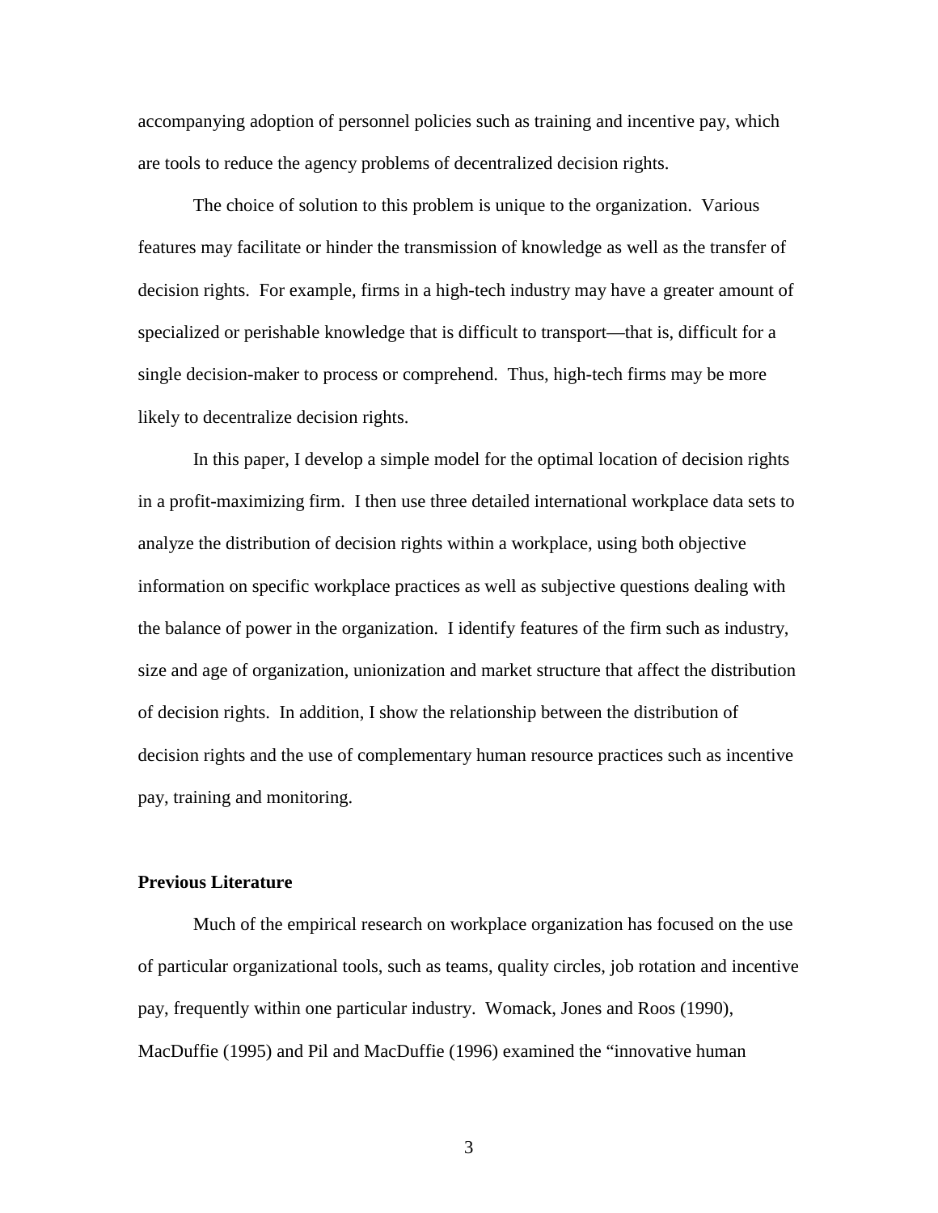accompanying adoption of personnel policies such as training and incentive pay, which are tools to reduce the agency problems of decentralized decision rights.

The choice of solution to this problem is unique to the organization. Various features may facilitate or hinder the transmission of knowledge as well as the transfer of decision rights. For example, firms in a high-tech industry may have a greater amount of specialized or perishable knowledge that is difficult to transport—that is, difficult for a single decision-maker to process or comprehend. Thus, high-tech firms may be more likely to decentralize decision rights.

In this paper, I develop a simple model for the optimal location of decision rights in a profit-maximizing firm. I then use three detailed international workplace data sets to analyze the distribution of decision rights within a workplace, using both objective information on specific workplace practices as well as subjective questions dealing with the balance of power in the organization. I identify features of the firm such as industry, size and age of organization, unionization and market structure that affect the distribution of decision rights. In addition, I show the relationship between the distribution of decision rights and the use of complementary human resource practices such as incentive pay, training and monitoring.

**Previous Literature**

Much of the empirical research on workplace organization has focused on the use of particular organizational tools, such as teams, quality circles, job rotation and incentive pay, frequently within one particular industry. Womack, Jones and Roos (1990), MacDuffie (1995) and Pil and MacDuffie (1996) examined the "innovative human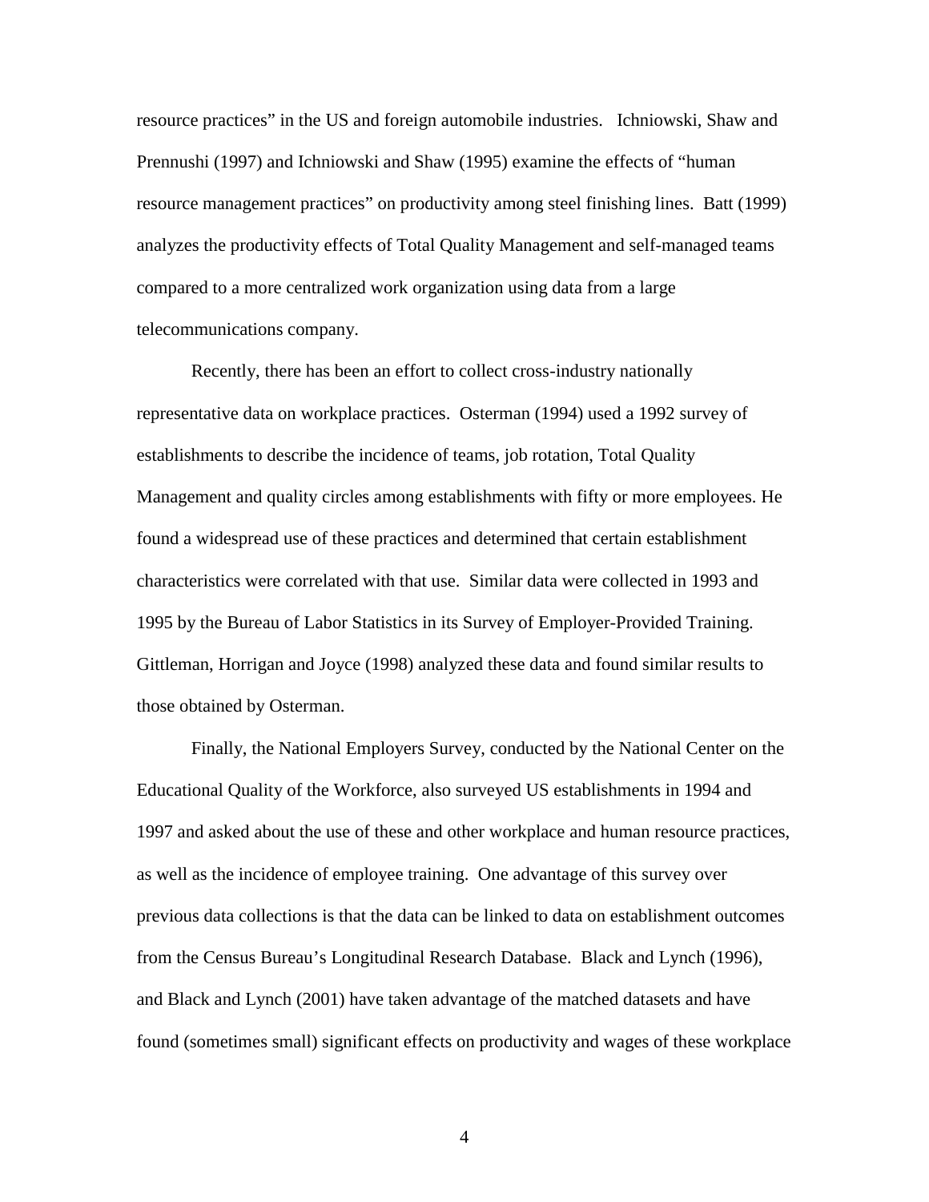resource practices" in the US and foreign automobile industries. Ichniowski, Shaw and Prennushi (1997) and Ichniowski and Shaw (1995) examine the effects of "human resource management practices" on productivity among steel finishing lines. Batt (1999) analyzes the productivity effects of Total Quality Management and self-managed teams compared to a more centralized work organization using data from a large telecommunications company.

Recently, there has been an effort to collect cross-industry nationally representative data on workplace practices. Osterman (1994) used a 1992 survey of establishments to describe the incidence of teams, job rotation, Total Quality Management and quality circles among establishments with fifty or more employees. He found a widespread use of these practices and determined that certain establishment characteristics were correlated with that use. Similar data were collected in 1993 and 1995 by the Bureau of Labor Statistics in its Survey of Employer-Provided Training. Gittleman, Horrigan and Joyce (1998) analyzed these data and found similar results to those obtained by Osterman.

Finally, the National Employers Survey, conducted by the National Center on the Educational Quality of the Workforce, also surveyed US establishments in 1994 and 1997 and asked about the use of these and other workplace and human resource practices, as well as the incidence of employee training. One advantage of this survey over previous data collections is that the data can be linked to data on establishment outcomes from the Census Bureau's Longitudinal Research Database. Black and Lynch (1996), and Black and Lynch (2001) have taken advantage of the matched datasets and have found (sometimes small) significant effects on productivity and wages of these workplace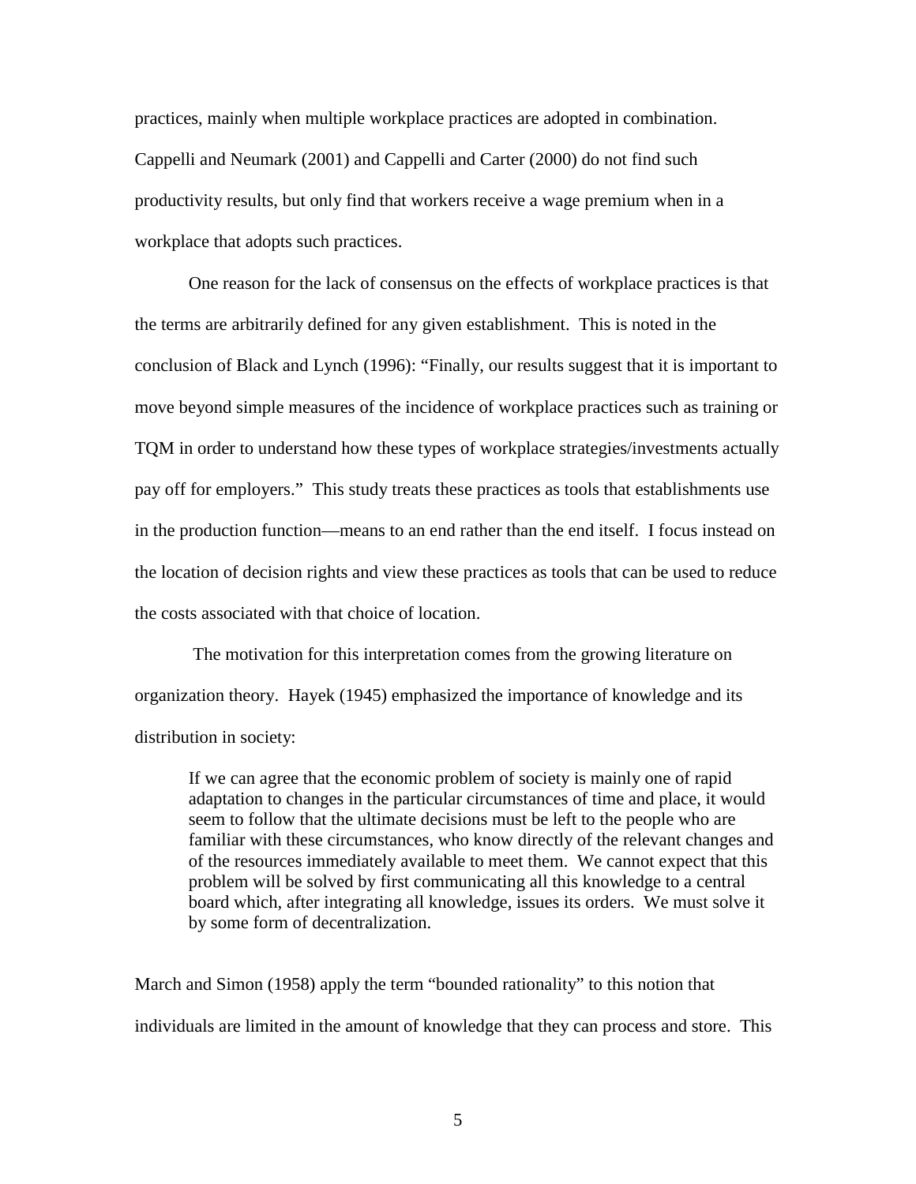practices, mainly when multiple workplace practices are adopted in combination. Cappelli and Neumark (2001) and Cappelli and Carter (2000) do not find such productivity results, but only find that workers receive a wage premium when in a workplace that adopts such practices.

One reason for the lack of consensus on the effects of workplace practices is that the terms are arbitrarily defined for any given establishment. This is noted in the conclusion of Black and Lynch (1996): "Finally, our results suggest that it is important to move beyond simple measures of the incidence of workplace practices such as training or TQM in order to understand how these types of workplace strategies/investments actually pay off for employers." This study treats these practices as tools that establishments use in the production function—means to an end rather than the end itself. I focus instead on the location of decision rights and view these practices as tools that can be used to reduce the costs associated with that choice of location.

The motivation for this interpretation comes from the growing literature on organization theory. Hayek (1945) emphasized the importance of knowledge and its distribution in society:

> If we can agree that the economic problem of society is mainly one of rapid adaptation to changes in the particular circumstances of time and place, it would seem to follow that the ultimate decisions must be left to the people who are familiar with these circumstances, who know directly of the relevant changes and of the resources immediately available to meet them. We cannot expect that this problem will be solved by first communicating all this knowledge to a central board which, after integrating all knowledge, issues its orders. We must solve it by some form of decentralization.

March and Simon (1958) apply the term "bounded rationality" to this notion that individuals are limited in the amount of knowledge that they can process and store. This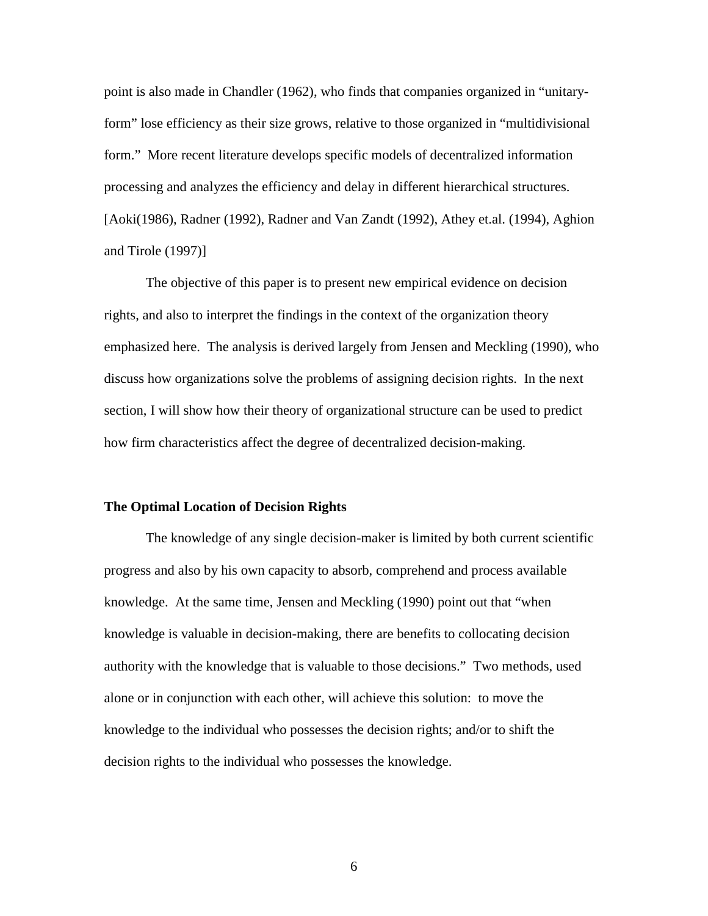point is also made in Chandler (1962), who finds that companies organized in "unitary-form" lose efficiency as their size grows, relative to those organized in "multidivisional form." More recent literature develops specific models of decentralized information processing and analyzes the efficiency and delay in different hierarchical structures. [Aoki(1986), Radner (1992), Radner and Van Zandt (1992), Athey et.al. (1994), Aghion and Tirole (1997)]

The objective of this paper is to present new empirical evidence on decision rights, and also to interpret the findings in the context of the organization theory emphasized here. The analysis is derived largely from Jensen and Meckling (1990), who discuss how organizations solve the problems of assigning decision rights. In the next section, I will show how their theory of organizational structure can be used to predict how firm characteristics affect the degree of decentralized decision-making.

## The Optimal Location of Decision Rights

The knowledge of any single decision-maker is limited by both current scientific progress and also by his own capacity to absorb, comprehend and process available knowledge. At the same time, Jensen and Meckling (1990) point out that "when knowledge is valuable in decision-making, there are benefits to collocating decision authority with the knowledge that is valuable to those decisions." Two methods, used alone or in conjunction with each other, will achieve this solution: to move the knowledge to the individual who possesses the decision rights; and/or to shift the decision rights to the individual who possesses the knowledge.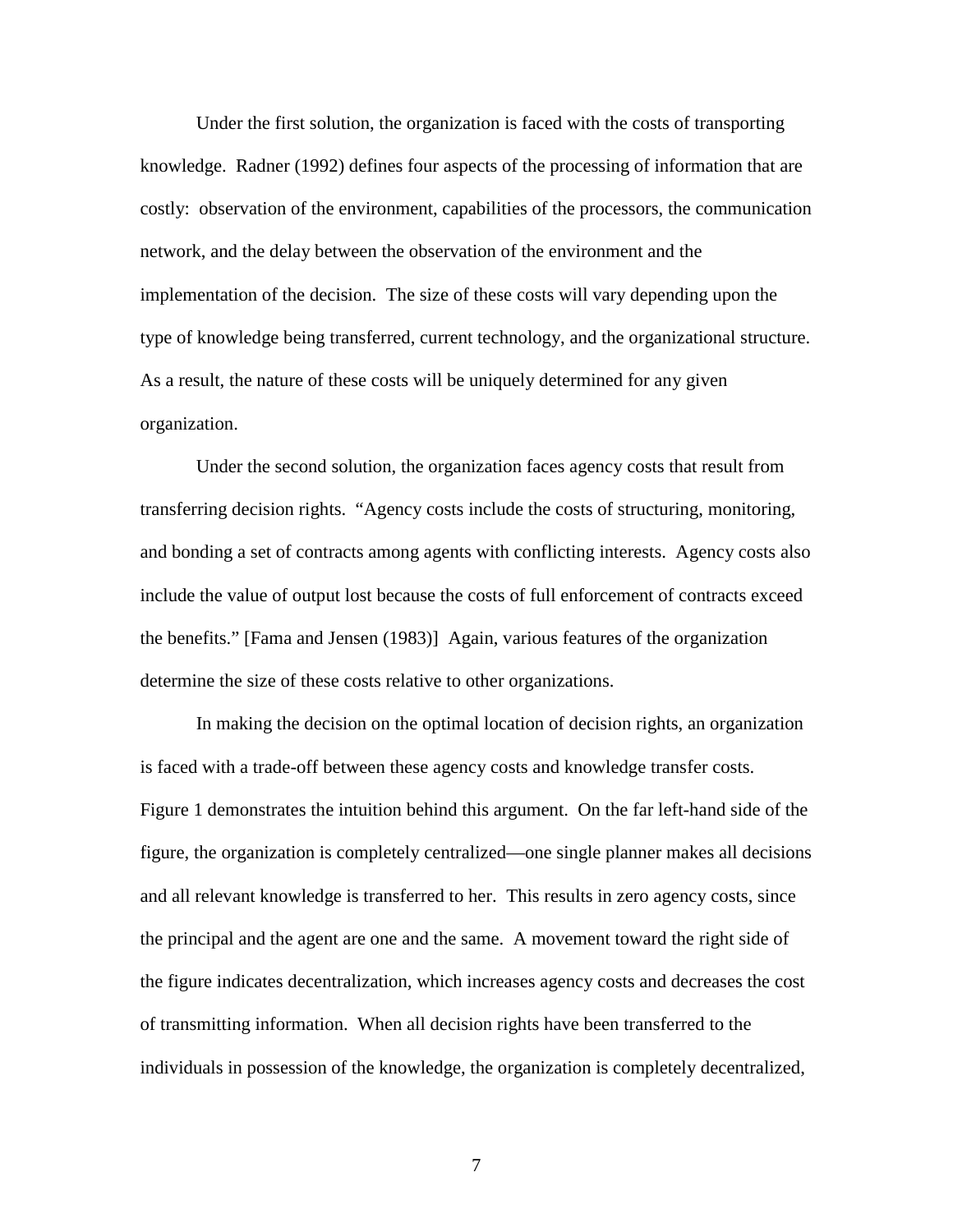Under the first solution, the organization is faced with the costs of transporting knowledge. Radner (1992) defines four aspects of the processing of information that are costly: observation of the environment, capabilities of the processors, the communication network, and the delay between the observation of the environment and the implementation of the decision. The size of these costs will vary depending upon the type of knowledge being transferred, current technology, and the organizational structure. As a result, the nature of these costs will be uniquely determined for any given organization.

Under the second solution, the organization faces agency costs that result from transferring decision rights. "Agency costs include the costs of structuring, monitoring, and bonding a set of contracts among agents with conflicting interests. Agency costs also include the value of output lost because the costs of full enforcement of contracts exceed the benefits." [Fama and Jensen (1983)] Again, various features of the organization determine the size of these costs relative to other organizations.

In making the decision on the optimal location of decision rights, an organization is faced with a trade-off between these agency costs and knowledge transfer costs. Figure 1 demonstrates the intuition behind this argument. On the far left-hand side of the figure, the organization is completely centralized—one single planner makes all decisions and all relevant knowledge is transferred to her. This results in zero agency costs, since the principal and the agent are one and the same. A movement toward the right side of the figure indicates decentralization, which increases agency costs and decreases the cost of transmitting information. When all decision rights have been transferred to the individuals in possession of the knowledge, the organization is completely decentralized,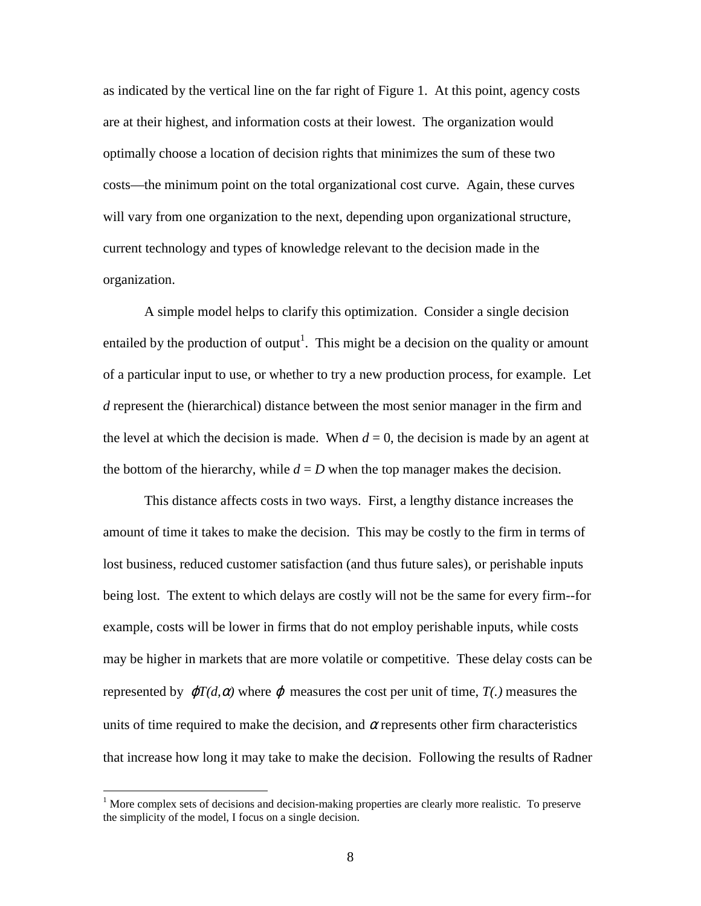as indicated by the vertical line on the far right of Figure 1. At this point, agency costs are at their highest, and information costs at their lowest. The organization would optimally choose a location of decision rights that minimizes the sum of these two costs—the minimum point on the total organizational cost curve. Again, these curves will vary from one organization to the next, depending upon organizational structure, current technology and types of knowledge relevant to the decision made in the organization.

A simple model helps to clarify this optimization. Consider a single decision entailed by the production of output[1]. This might be a decision on the quality or amount of a particular input to use, or whether to try a new production process, for example. Let $d$ represent the (hierarchical) distance between the most senior manager in the firm and the level at which the decision is made. When $d = 0$, the decision is made by an agent at the bottom of the hierarchy, while $d = D$ when the top manager makes the decision.

This distance affects costs in two ways. First, a lengthy distance increases the amount of time it takes to make the decision. This may be costly to the firm in terms of lost business, reduced customer satisfaction (and thus future sales), or perishable inputs being lost. The extent to which delays are costly will not be the same for every firm--for example, costs will be lower in firms that do not employ perishable inputs, while costs may be higher in markets that are more volatile or competitive. These delay costs can be represented by $\varphi T(d,\alpha)$ where $\varphi$ measures the cost per unit of time, $T(.)$ measures the units of time required to make the decision, and $\alpha$ represents other firm characteristics that increase how long it may take to make the decision. Following the results of Radner

[1] More complex sets of decisions and decision-making properties are clearly more realistic. To preserve the simplicity of the model, I focus on a single decision.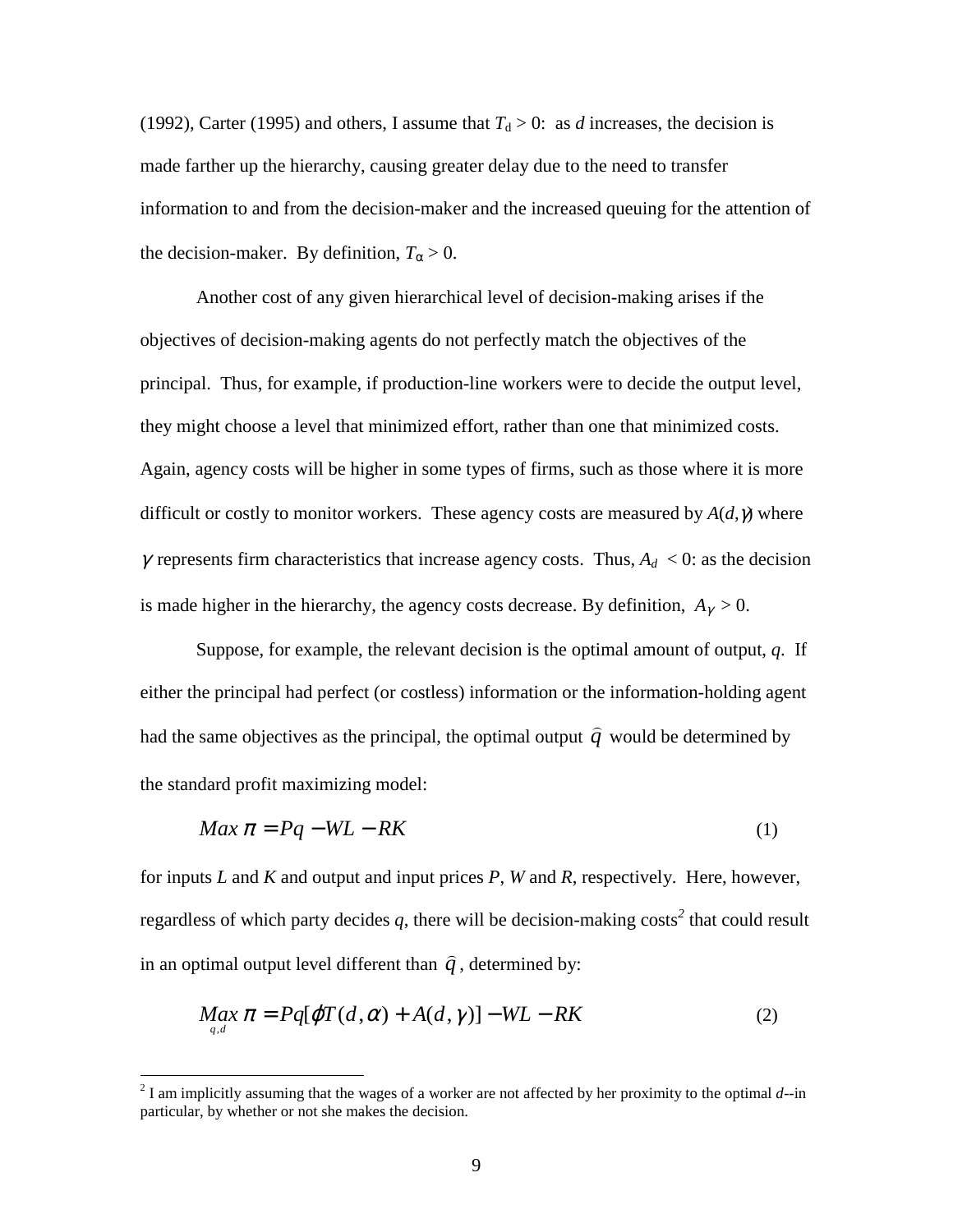(1992), Carter (1995) and others, I assume that $T_d > 0$: as *d* increases, the decision is made farther up the hierarchy, causing greater delay due to the need to transfer information to and from the decision-maker and the increased queuing for the attention of the decision-maker. By definition, $T_\alpha > 0$.

Another cost of any given hierarchical level of decision-making arises if the objectives of decision-making agents do not perfectly match the objectives of the principal. Thus, for example, if production-line workers were to decide the output level, they might choose a level that minimized effort, rather than one that minimized costs. Again, agency costs will be higher in some types of firms, such as those where it is more difficult or costly to monitor workers. These agency costs are measured by $A(d,\gamma)$ where $\gamma$ represents firm characteristics that increase agency costs. Thus, $A_d < 0$: as the decision is made higher in the hierarchy, the agency costs decrease. By definition, $A_\gamma > 0$.

Suppose, for example, the relevant decision is the optimal amount of output, *q*. If either the principal had perfect (or costless) information or the information-holding agent had the same objectives as the principal, the optimal output $\hat{q}$ would be determined by the standard profit maximizing model:

$$Max\, \pi = Pq - WL - RK \tag{1}$$

for inputs *L* and *K* and output and input prices *P*, *W* and *R*, respectively. Here, however, regardless of which party decides *q*, there will be decision-making costs[2] that could result in an optimal output level different than $\hat{q}$, determined by:

$$\underset{q,d}{Max}\, \pi = Pq[\varphi T(d,\alpha) + A(d,\gamma)] - WL - RK \tag{2}$$

---

[2] I am implicitly assuming that the wages of a worker are not affected by her proximity to the optimal *d*--in particular, by whether or not she makes the decision.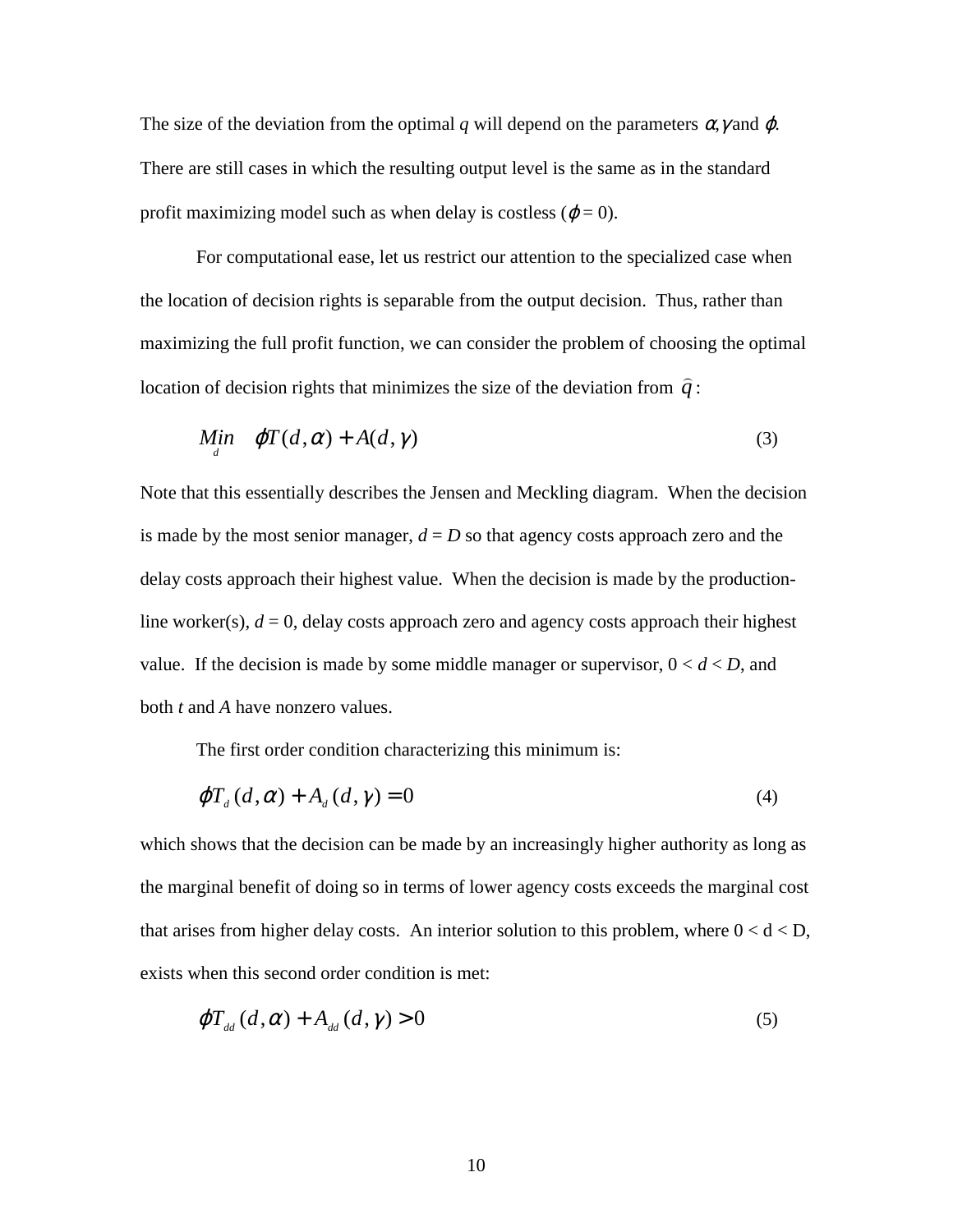The size of the deviation from the optimal *q* will depend on the parameters $\alpha, \gamma$ and $\varphi$. There are still cases in which the resulting output level is the same as in the standard profit maximizing model such as when delay is costless ($\varphi = 0$).

For computational ease, let us restrict our attention to the specialized case when the location of decision rights is separable from the output decision. Thus, rather than maximizing the full profit function, we can consider the problem of choosing the optimal location of decision rights that minimizes the size of the deviation from $\hat{q}$:

$$\underset{d}{Min} \quad \varphi T(d, \alpha) + A(d, \gamma) \tag{3}$$

Note that this essentially describes the Jensen and Meckling diagram. When the decision is made by the most senior manager, $d = D$ so that agency costs approach zero and the delay costs approach their highest value. When the decision is made by the production-line worker(s), $d = 0$, delay costs approach zero and agency costs approach their highest value. If the decision is made by some middle manager or supervisor, $0 < d < D$, and both $t$ and $A$ have nonzero values.

The first order condition characterizing this minimum is:

$$\varphi T_d(d, \alpha) + A_d(d, \gamma) = 0 \tag{4}$$

which shows that the decision can be made by an increasingly higher authority as long as the marginal benefit of doing so in terms of lower agency costs exceeds the marginal cost that arises from higher delay costs. An interior solution to this problem, where $0 < d < D$, exists when this second order condition is met:

$$\varphi T_{dd}(d, \alpha) + A_{dd}(d, \gamma) > 0 \tag{5}$$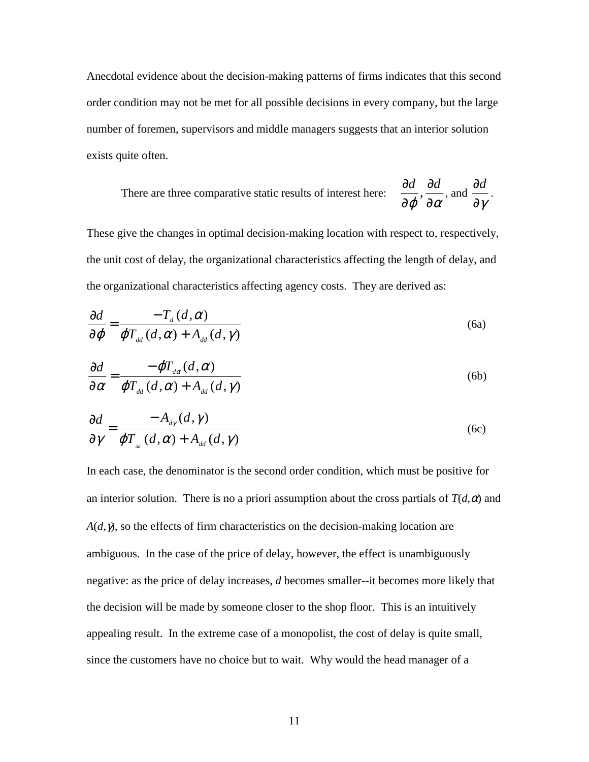Anecdotal evidence about the decision-making patterns of firms indicates that this second order condition may not be met for all possible decisions in every company, but the large number of foremen, supervisors and middle managers suggests that an interior solution exists quite often.

There are three comparative static results of interest here: $\frac{\partial d}{\partial \varphi}, \frac{\partial d}{\partial \alpha}$, and $\frac{\partial d}{\partial \gamma}$. These give the changes in optimal decision-making location with respect to, respectively, the unit cost of delay, the organizational characteristics affecting the length of delay, and the organizational characteristics affecting agency costs. They are derived as:

$$\frac{\partial d}{\partial \varphi} = \frac{-T_d(d,\alpha)}{\varphi T_{dd}(d,\alpha) + A_{dd}(d,\gamma)} \tag{6a}$$

$$\frac{\partial d}{\partial \alpha} = \frac{-\varphi T_{d\alpha}(d,\alpha)}{\varphi T_{dd}(d,\alpha) + A_{dd}(d,\gamma)} \tag{6b}$$

$$\frac{\partial d}{\partial \gamma} = \frac{-A_{d\gamma}(d,\gamma)}{\varphi T_{dd}(d,\alpha) + A_{dd}(d,\gamma)} \tag{6c}$$

In each case, the denominator is the second order condition, which must be positive for an interior solution. There is no a priori assumption about the cross partials of $T(d,\alpha)$ and $A(d,\gamma)$, so the effects of firm characteristics on the decision-making location are ambiguous. In the case of the price of delay, however, the effect is unambiguously negative: as the price of delay increases, *d* becomes smaller--it becomes more likely that the decision will be made by someone closer to the shop floor. This is an intuitively appealing result. In the extreme case of a monopolist, the cost of delay is quite small, since the customers have no choice but to wait. Why would the head manager of a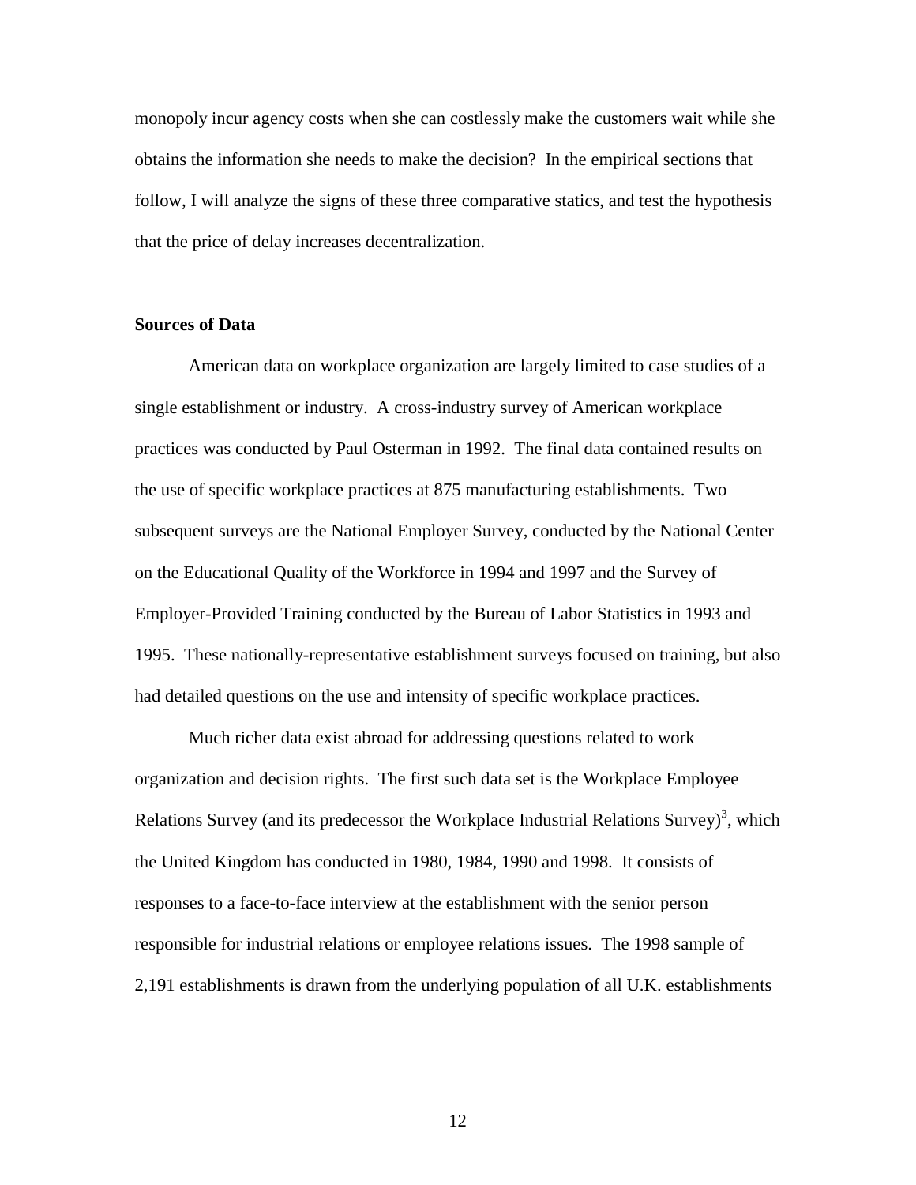monopoly incur agency costs when she can costlessly make the customers wait while she obtains the information she needs to make the decision? In the empirical sections that follow, I will analyze the signs of these three comparative statics, and test the hypothesis that the price of delay increases decentralization.

**Sources of Data**

American data on workplace organization are largely limited to case studies of a single establishment or industry. A cross-industry survey of American workplace practices was conducted by Paul Osterman in 1992. The final data contained results on the use of specific workplace practices at 875 manufacturing establishments. Two subsequent surveys are the National Employer Survey, conducted by the National Center on the Educational Quality of the Workforce in 1994 and 1997 and the Survey of Employer-Provided Training conducted by the Bureau of Labor Statistics in 1993 and 1995. These nationally-representative establishment surveys focused on training, but also had detailed questions on the use and intensity of specific workplace practices.

Much richer data exist abroad for addressing questions related to work organization and decision rights. The first such data set is the Workplace Employee Relations Survey (and its predecessor the Workplace Industrial Relations Survey)[3], which the United Kingdom has conducted in 1980, 1984, 1990 and 1998. It consists of responses to a face-to-face interview at the establishment with the senior person responsible for industrial relations or employee relations issues. The 1998 sample of 2,191 establishments is drawn from the underlying population of all U.K. establishments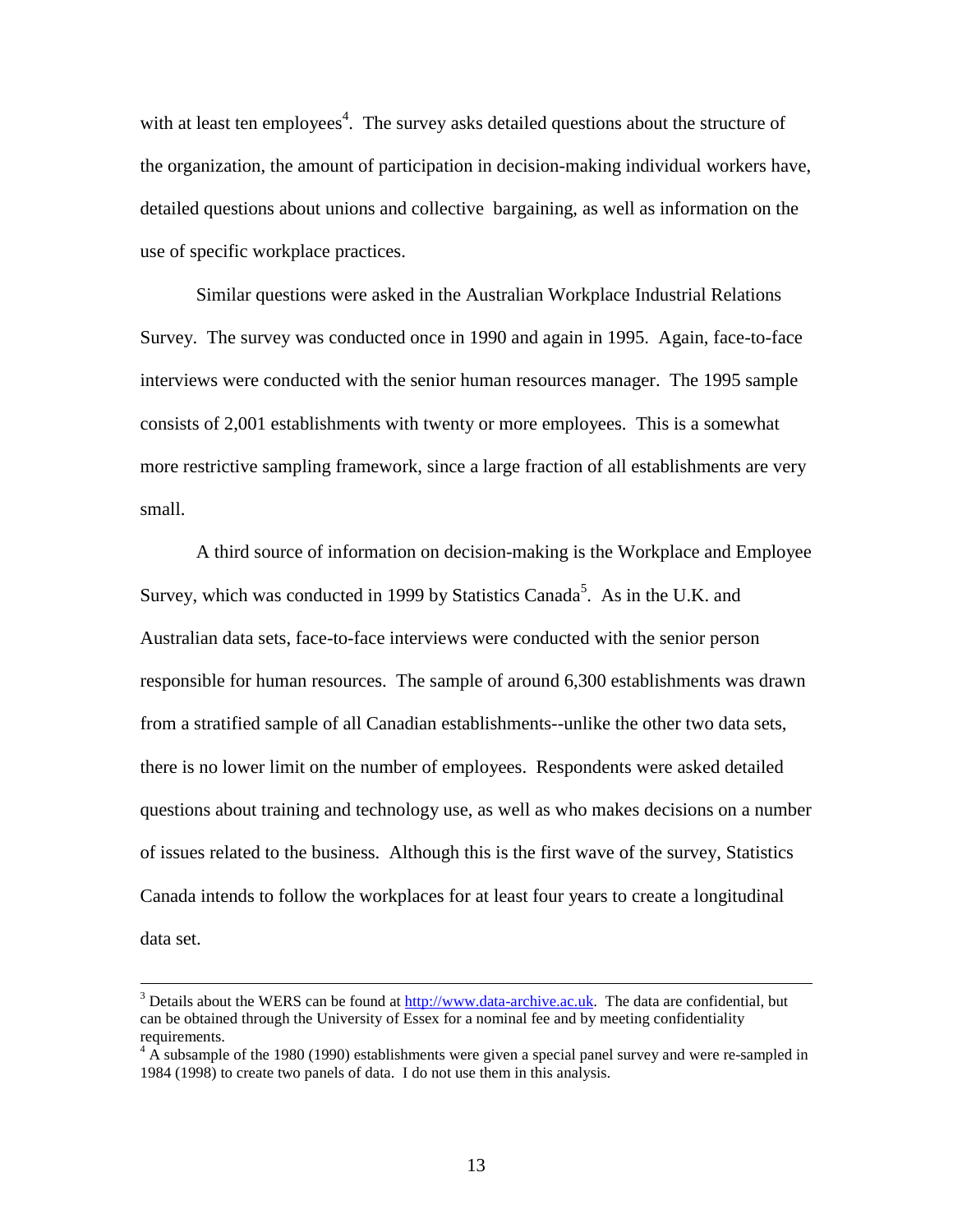with at least ten employees[4]. The survey asks detailed questions about the structure of the organization, the amount of participation in decision-making individual workers have, detailed questions about unions and collective bargaining, as well as information on the use of specific workplace practices.

Similar questions were asked in the Australian Workplace Industrial Relations Survey. The survey was conducted once in 1990 and again in 1995. Again, face-to-face interviews were conducted with the senior human resources manager. The 1995 sample consists of 2,001 establishments with twenty or more employees. This is a somewhat more restrictive sampling framework, since a large fraction of all establishments are very small.

A third source of information on decision-making is the Workplace and Employee Survey, which was conducted in 1999 by Statistics Canada[5]. As in the U.K. and Australian data sets, face-to-face interviews were conducted with the senior person responsible for human resources. The sample of around 6,300 establishments was drawn from a stratified sample of all Canadian establishments--unlike the other two data sets, there is no lower limit on the number of employees. Respondents were asked detailed questions about training and technology use, as well as who makes decisions on a number of issues related to the business. Although this is the first wave of the survey, Statistics Canada intends to follow the workplaces for at least four years to create a longitudinal data set.

---

[3] Details about the WERS can be found at http://www.data-archive.ac.uk. The data are confidential, but can be obtained through the University of Essex for a nominal fee and by meeting confidentiality requirements.

[4] A subsample of the 1980 (1990) establishments were given a special panel survey and were re-sampled in 1984 (1998) to create two panels of data. I do not use them in this analysis.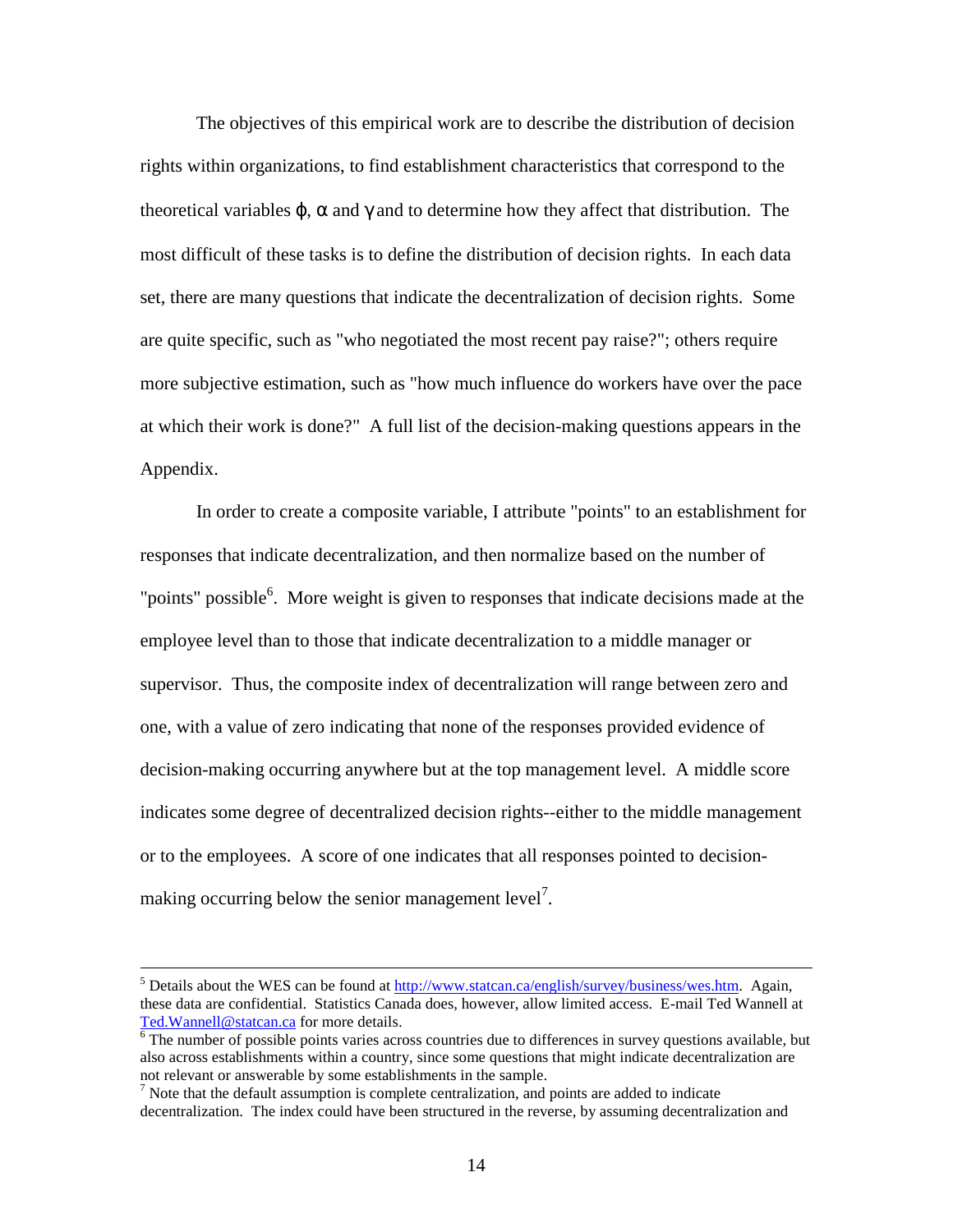The objectives of this empirical work are to describe the distribution of decision rights within organizations, to find establishment characteristics that correspond to the theoretical variables $\varphi$, $\alpha$ and $\gamma$ and to determine how they affect that distribution. The most difficult of these tasks is to define the distribution of decision rights. In each data set, there are many questions that indicate the decentralization of decision rights. Some are quite specific, such as "who negotiated the most recent pay raise?"; others require more subjective estimation, such as "how much influence do workers have over the pace at which their work is done?" A full list of the decision-making questions appears in the Appendix.

In order to create a composite variable, I attribute "points" to an establishment for responses that indicate decentralization, and then normalize based on the number of "points" possible[6]. More weight is given to responses that indicate decisions made at the employee level than to those that indicate decentralization to a middle manager or supervisor. Thus, the composite index of decentralization will range between zero and one, with a value of zero indicating that none of the responses provided evidence of decision-making occurring anywhere but at the top management level. A middle score indicates some degree of decentralized decision rights--either to the middle management or to the employees. A score of one indicates that all responses pointed to decision-making occurring below the senior management level[7].

---

[5] Details about the WES can be found at http://www.statcan.ca/english/survey/business/wes.htm. Again, these data are confidential. Statistics Canada does, however, allow limited access. E-mail Ted Wannell at Ted.Wannell@statcan.ca for more details.

[6] The number of possible points varies across countries due to differences in survey questions available, but also across establishments within a country, since some questions that might indicate decentralization are not relevant or answerable by some establishments in the sample.

[7] Note that the default assumption is complete centralization, and points are added to indicate decentralization. The index could have been structured in the reverse, by assuming decentralization and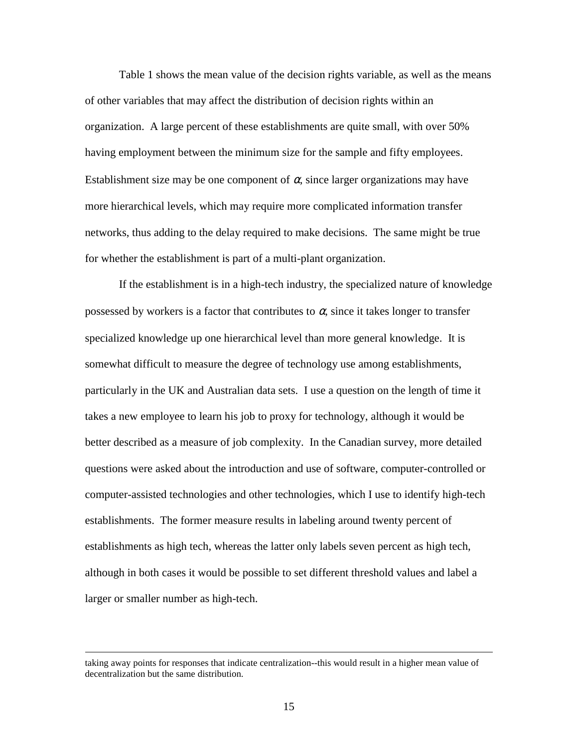Table 1 shows the mean value of the decision rights variable, as well as the means of other variables that may affect the distribution of decision rights within an organization. A large percent of these establishments are quite small, with over 50% having employment between the minimum size for the sample and fifty employees. Establishment size may be one component of $\alpha$, since larger organizations may have more hierarchical levels, which may require more complicated information transfer networks, thus adding to the delay required to make decisions. The same might be true for whether the establishment is part of a multi-plant organization.

If the establishment is in a high-tech industry, the specialized nature of knowledge possessed by workers is a factor that contributes to $\alpha$, since it takes longer to transfer specialized knowledge up one hierarchical level than more general knowledge. It is somewhat difficult to measure the degree of technology use among establishments, particularly in the UK and Australian data sets. I use a question on the length of time it takes a new employee to learn his job to proxy for technology, although it would be better described as a measure of job complexity. In the Canadian survey, more detailed questions were asked about the introduction and use of software, computer-controlled or computer-assisted technologies and other technologies, which I use to identify high-tech establishments. The former measure results in labeling around twenty percent of establishments as high tech, whereas the latter only labels seven percent as high tech, although in both cases it would be possible to set different threshold values and label a larger or smaller number as high-tech.

---

taking away points for responses that indicate centralization--this would result in a higher mean value of decentralization but the same distribution.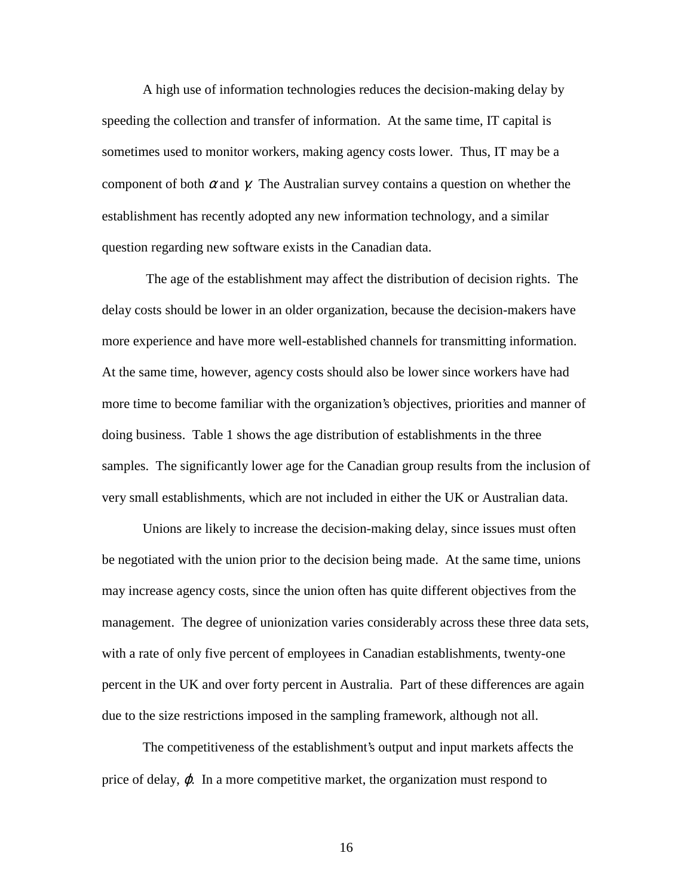A high use of information technologies reduces the decision-making delay by speeding the collection and transfer of information. At the same time, IT capital is sometimes used to monitor workers, making agency costs lower. Thus, IT may be a component of both $\alpha$ and $\gamma$. The Australian survey contains a question on whether the establishment has recently adopted any new information technology, and a similar question regarding new software exists in the Canadian data.

The age of the establishment may affect the distribution of decision rights. The delay costs should be lower in an older organization, because the decision-makers have more experience and have more well-established channels for transmitting information. At the same time, however, agency costs should also be lower since workers have had more time to become familiar with the organization's objectives, priorities and manner of doing business. Table 1 shows the age distribution of establishments in the three samples. The significantly lower age for the Canadian group results from the inclusion of very small establishments, which are not included in either the UK or Australian data.

Unions are likely to increase the decision-making delay, since issues must often be negotiated with the union prior to the decision being made. At the same time, unions may increase agency costs, since the union often has quite different objectives from the management. The degree of unionization varies considerably across these three data sets, with a rate of only five percent of employees in Canadian establishments, twenty-one percent in the UK and over forty percent in Australia. Part of these differences are again due to the size restrictions imposed in the sampling framework, although not all.

The competitiveness of the establishment's output and input markets affects the price of delay, $\varphi$. In a more competitive market, the organization must respond to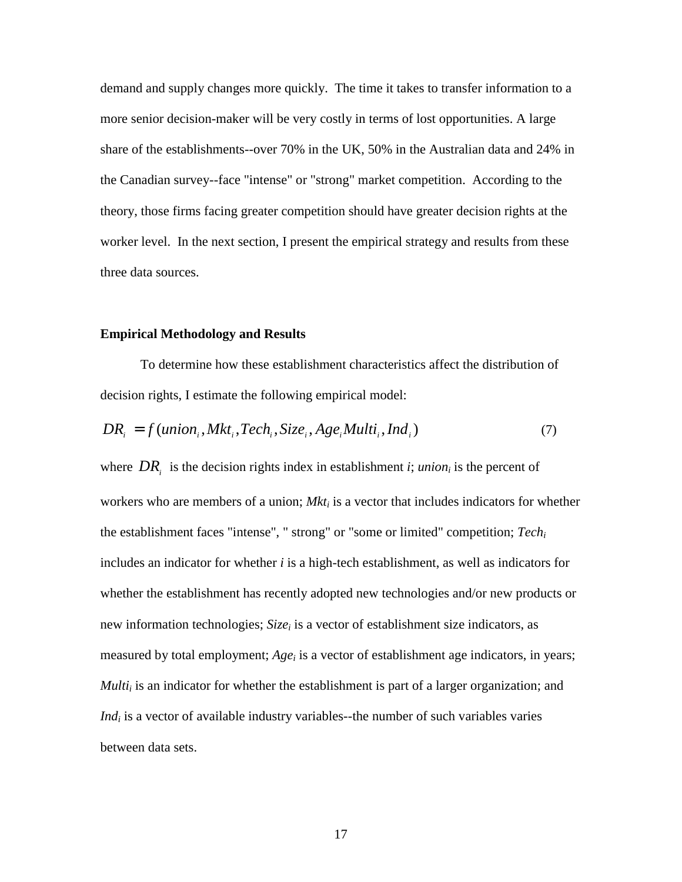demand and supply changes more quickly. The time it takes to transfer information to a more senior decision-maker will be very costly in terms of lost opportunities. A large share of the establishments--over 70% in the UK, 50% in the Australian data and 24% in the Canadian survey--face "intense" or "strong" market competition. According to the theory, those firms facing greater competition should have greater decision rights at the worker level. In the next section, I present the empirical strategy and results from these three data sources.

**Empirical Methodology and Results**

To determine how these establishment characteristics affect the distribution of decision rights, I estimate the following empirical model:

$$DR_i = f(union_i, Mkt_i, Tech_i, Size_i, Age_i Multi_i, Ind_i) \qquad (7)$$

where $DR_i$ is the decision rights index in establishment *i*; $union_i$ is the percent of workers who are members of a union; $Mkt_i$ is a vector that includes indicators for whether the establishment faces "intense", " strong" or "some or limited" competition; $Tech_i$ includes an indicator for whether *i* is a high-tech establishment, as well as indicators for whether the establishment has recently adopted new technologies and/or new products or new information technologies; $Size_i$ is a vector of establishment size indicators, as measured by total employment; $Age_i$ is a vector of establishment age indicators, in years; $Multi_i$ is an indicator for whether the establishment is part of a larger organization; and $Ind_i$ is a vector of available industry variables--the number of such variables varies between data sets.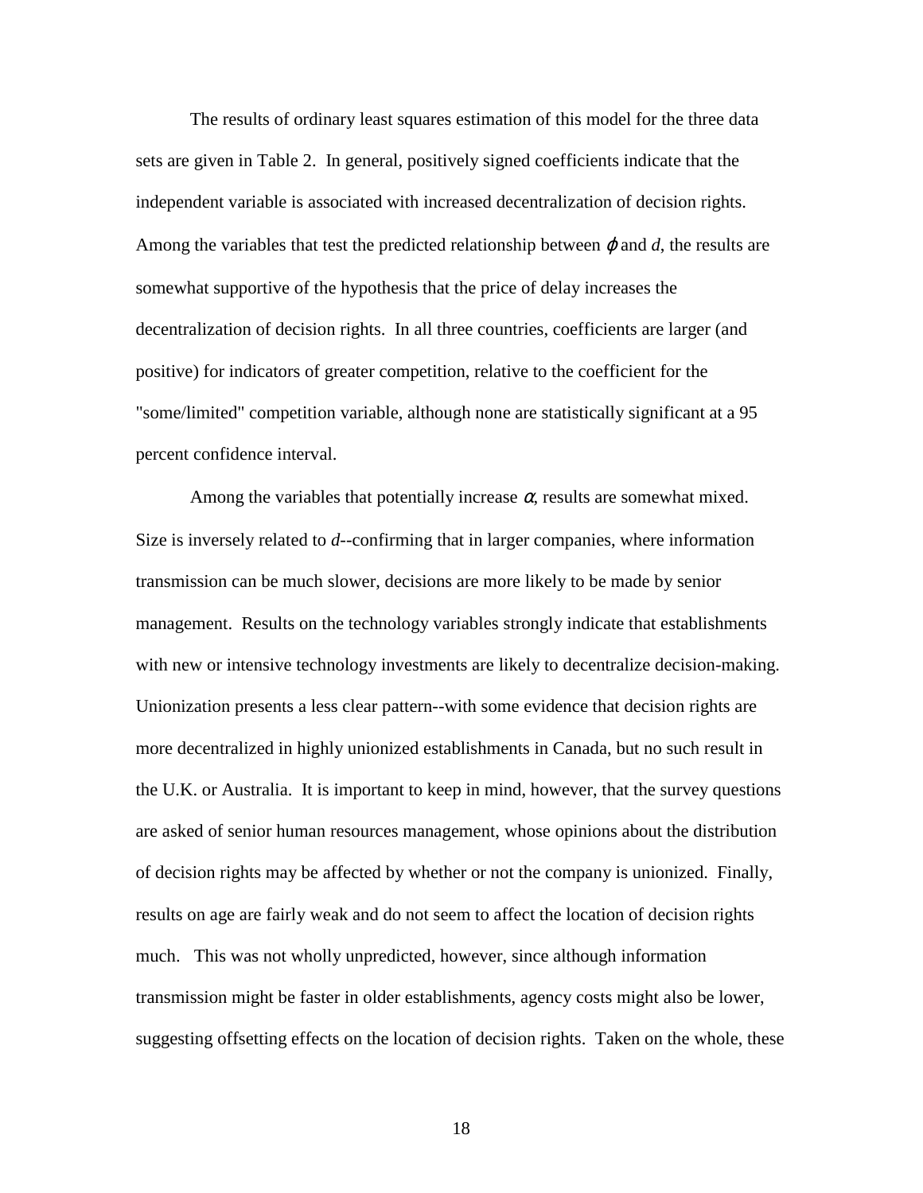The results of ordinary least squares estimation of this model for the three data sets are given in Table 2. In general, positively signed coefficients indicate that the independent variable is associated with increased decentralization of decision rights. Among the variables that test the predicted relationship between $\varphi$ and $d$, the results are somewhat supportive of the hypothesis that the price of delay increases the decentralization of decision rights. In all three countries, coefficients are larger (and positive) for indicators of greater competition, relative to the coefficient for the "some/limited" competition variable, although none are statistically significant at a 95 percent confidence interval.

Among the variables that potentially increase $\alpha$, results are somewhat mixed. Size is inversely related to $d$--confirming that in larger companies, where information transmission can be much slower, decisions are more likely to be made by senior management. Results on the technology variables strongly indicate that establishments with new or intensive technology investments are likely to decentralize decision-making. Unionization presents a less clear pattern--with some evidence that decision rights are more decentralized in highly unionized establishments in Canada, but no such result in the U.K. or Australia. It is important to keep in mind, however, that the survey questions are asked of senior human resources management, whose opinions about the distribution of decision rights may be affected by whether or not the company is unionized. Finally, results on age are fairly weak and do not seem to affect the location of decision rights much. This was not wholly unpredicted, however, since although information transmission might be faster in older establishments, agency costs might also be lower, suggesting offsetting effects on the location of decision rights. Taken on the whole, these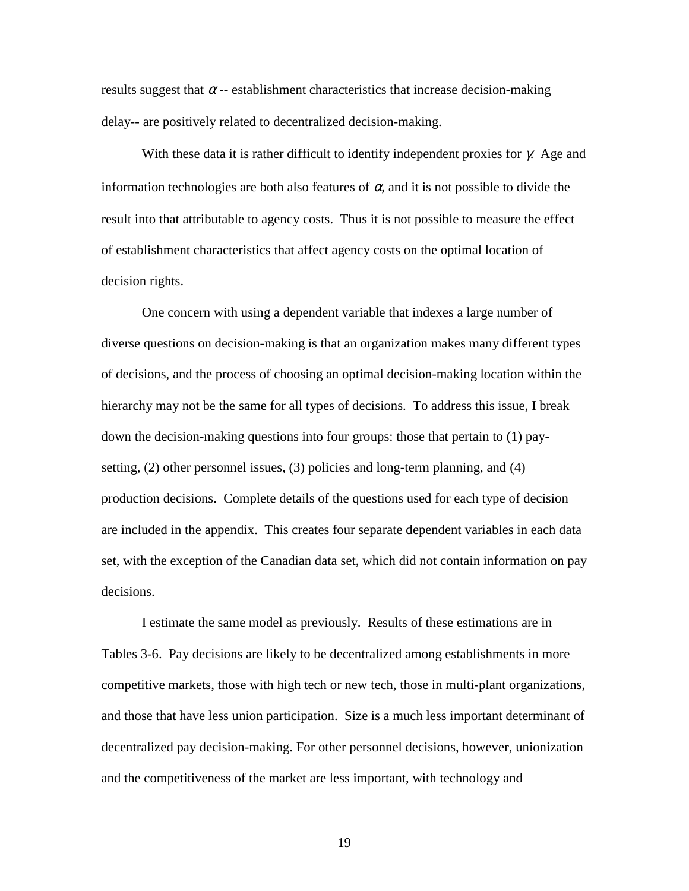results suggest that $\alpha$ -- establishment characteristics that increase decision-making delay-- are positively related to decentralized decision-making.

With these data it is rather difficult to identify independent proxies for $\gamma$. Age and information technologies are both also features of $\alpha$, and it is not possible to divide the result into that attributable to agency costs. Thus it is not possible to measure the effect of establishment characteristics that affect agency costs on the optimal location of decision rights.

One concern with using a dependent variable that indexes a large number of diverse questions on decision-making is that an organization makes many different types of decisions, and the process of choosing an optimal decision-making location within the hierarchy may not be the same for all types of decisions. To address this issue, I break down the decision-making questions into four groups: those that pertain to (1) pay-setting, (2) other personnel issues, (3) policies and long-term planning, and (4) production decisions. Complete details of the questions used for each type of decision are included in the appendix. This creates four separate dependent variables in each data set, with the exception of the Canadian data set, which did not contain information on pay decisions.

I estimate the same model as previously. Results of these estimations are in Tables 3-6. Pay decisions are likely to be decentralized among establishments in more competitive markets, those with high tech or new tech, those in multi-plant organizations, and those that have less union participation. Size is a much less important determinant of decentralized pay decision-making. For other personnel decisions, however, unionization and the competitiveness of the market are less important, with technology and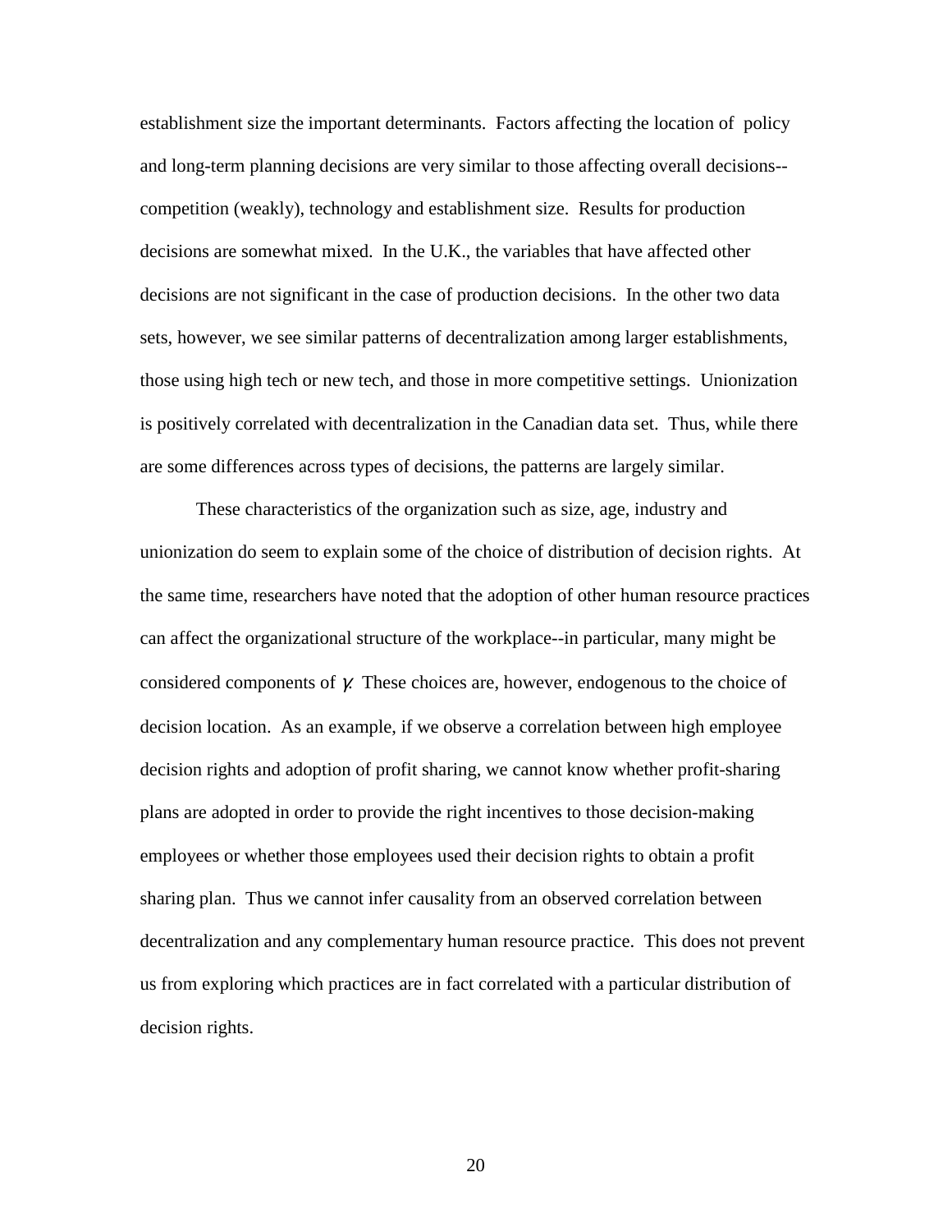establishment size the important determinants. Factors affecting the location of policy and long-term planning decisions are very similar to those affecting overall decisions--competition (weakly), technology and establishment size. Results for production decisions are somewhat mixed. In the U.K., the variables that have affected other decisions are not significant in the case of production decisions. In the other two data sets, however, we see similar patterns of decentralization among larger establishments, those using high tech or new tech, and those in more competitive settings. Unionization is positively correlated with decentralization in the Canadian data set. Thus, while there are some differences across types of decisions, the patterns are largely similar.

These characteristics of the organization such as size, age, industry and unionization do seem to explain some of the choice of distribution of decision rights. At the same time, researchers have noted that the adoption of other human resource practices can affect the organizational structure of the workplace--in particular, many might be considered components of $\gamma$. These choices are, however, endogenous to the choice of decision location. As an example, if we observe a correlation between high employee decision rights and adoption of profit sharing, we cannot know whether profit-sharing plans are adopted in order to provide the right incentives to those decision-making employees or whether those employees used their decision rights to obtain a profit sharing plan. Thus we cannot infer causality from an observed correlation between decentralization and any complementary human resource practice. This does not prevent us from exploring which practices are in fact correlated with a particular distribution of decision rights.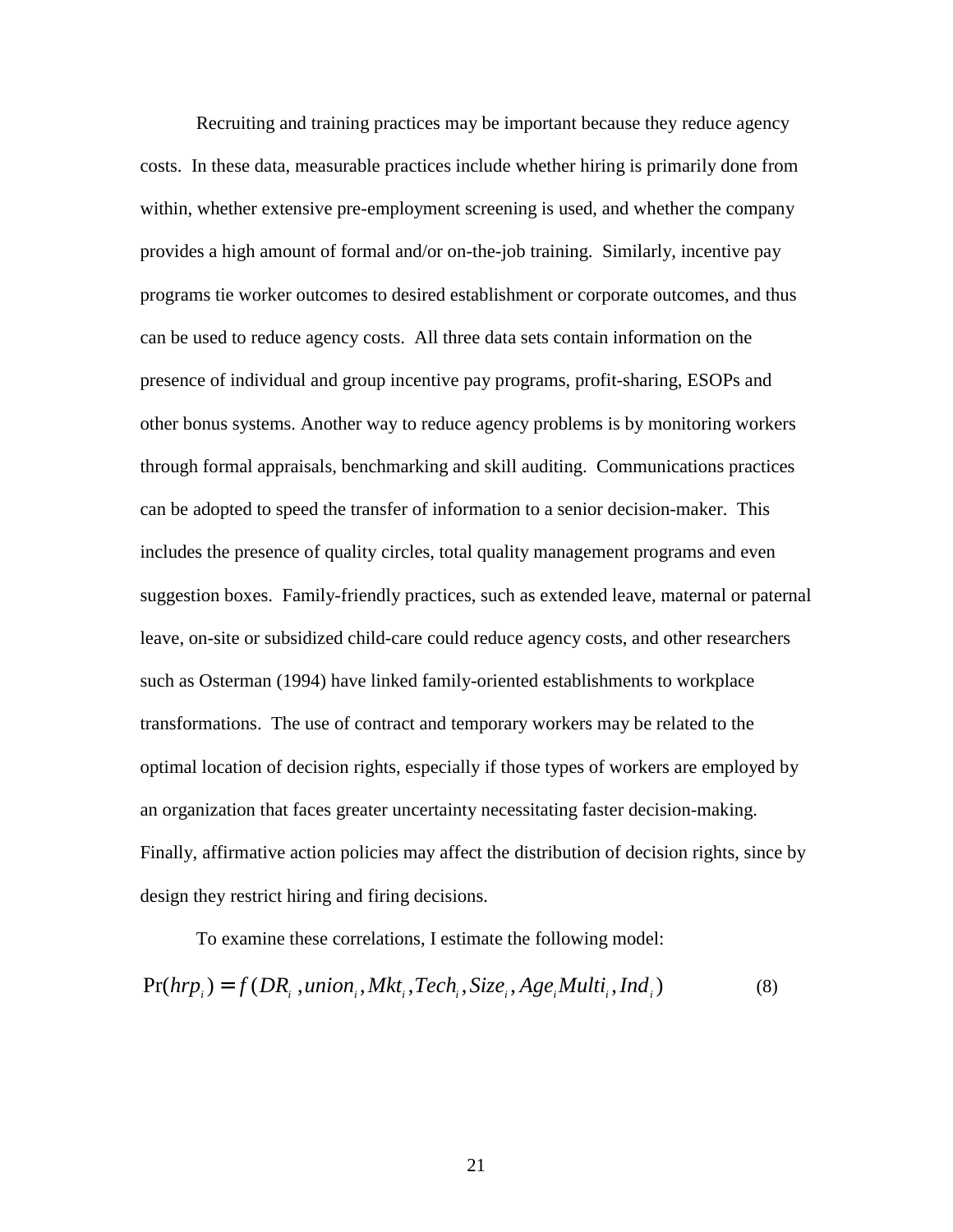Recruiting and training practices may be important because they reduce agency costs. In these data, measurable practices include whether hiring is primarily done from within, whether extensive pre-employment screening is used, and whether the company provides a high amount of formal and/or on-the-job training. Similarly, incentive pay programs tie worker outcomes to desired establishment or corporate outcomes, and thus can be used to reduce agency costs. All three data sets contain information on the presence of individual and group incentive pay programs, profit-sharing, ESOPs and other bonus systems. Another way to reduce agency problems is by monitoring workers through formal appraisals, benchmarking and skill auditing. Communications practices can be adopted to speed the transfer of information to a senior decision-maker. This includes the presence of quality circles, total quality management programs and even suggestion boxes. Family-friendly practices, such as extended leave, maternal or paternal leave, on-site or subsidized child-care could reduce agency costs, and other researchers such as Osterman (1994) have linked family-oriented establishments to workplace transformations. The use of contract and temporary workers may be related to the optimal location of decision rights, especially if those types of workers are employed by an organization that faces greater uncertainty necessitating faster decision-making. Finally, affirmative action policies may affect the distribution of decision rights, since by design they restrict hiring and firing decisions.

To examine these correlations, I estimate the following model:

$$\Pr(hrp_i) = f(DR_i, union_i, Mkt_i, Tech_i, Size_i, Age_i Multi_i, Ind_i) \qquad (8)$$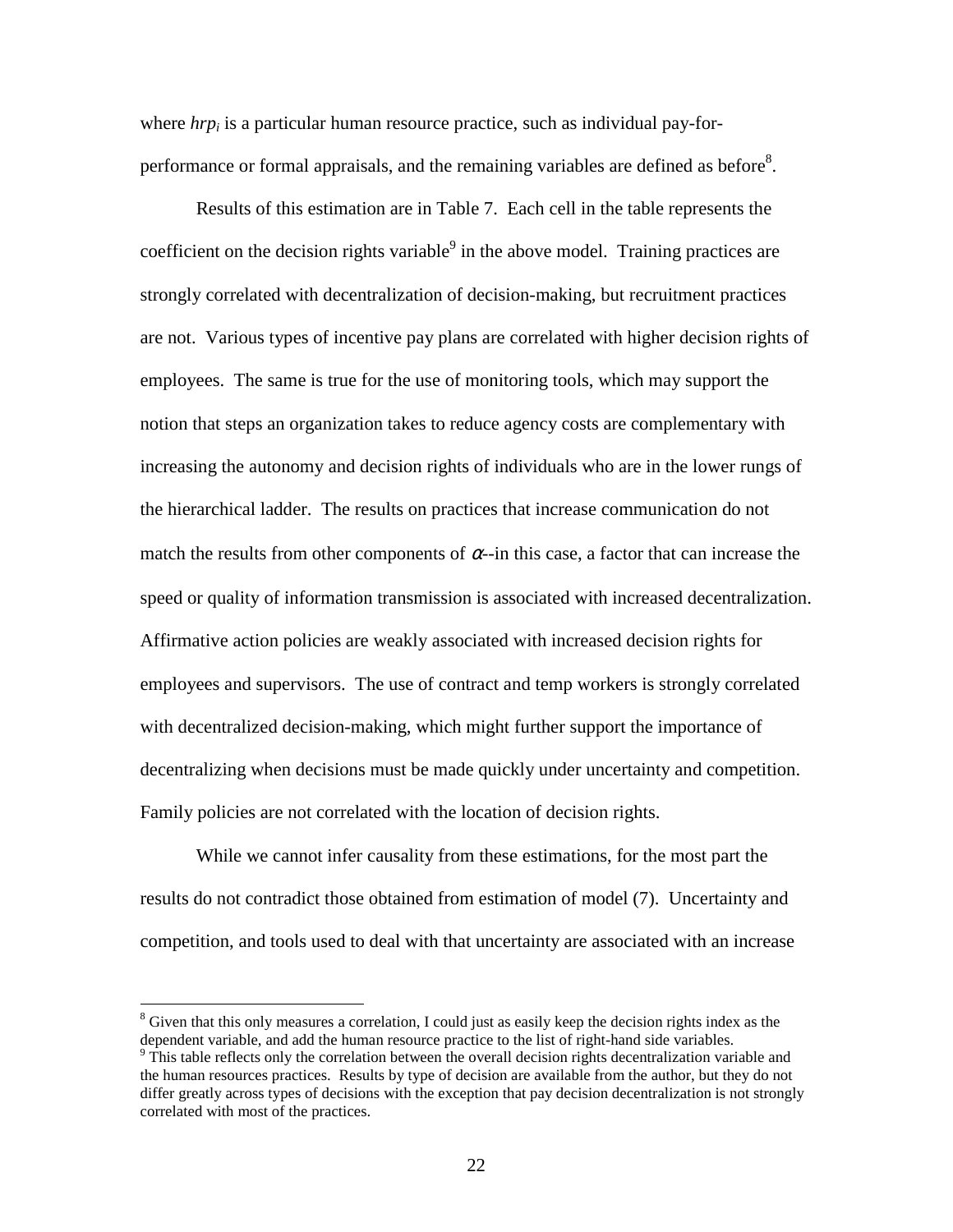where $hrp_i$ is a particular human resource practice, such as individual pay-for-performance or formal appraisals, and the remaining variables are defined as before[8].

Results of this estimation are in Table 7. Each cell in the table represents the coefficient on the decision rights variable[9] in the above model. Training practices are strongly correlated with decentralization of decision-making, but recruitment practices are not. Various types of incentive pay plans are correlated with higher decision rights of employees. The same is true for the use of monitoring tools, which may support the notion that steps an organization takes to reduce agency costs are complementary with increasing the autonomy and decision rights of individuals who are in the lower rungs of the hierarchical ladder. The results on practices that increase communication do not match the results from other components of $\alpha$--in this case, a factor that can increase the speed or quality of information transmission is associated with increased decentralization. Affirmative action policies are weakly associated with increased decision rights for employees and supervisors. The use of contract and temp workers is strongly correlated with decentralized decision-making, which might further support the importance of decentralizing when decisions must be made quickly under uncertainty and competition. Family policies are not correlated with the location of decision rights.

While we cannot infer causality from these estimations, for the most part the results do not contradict those obtained from estimation of model (7). Uncertainty and competition, and tools used to deal with that uncertainty are associated with an increase

[8] Given that this only measures a correlation, I could just as easily keep the decision rights index as the dependent variable, and add the human resource practice to the list of right-hand side variables.

[9] This table reflects only the correlation between the overall decision rights decentralization variable and the human resources practices. Results by type of decision are available from the author, but they do not differ greatly across types of decisions with the exception that pay decision decentralization is not strongly correlated with most of the practices.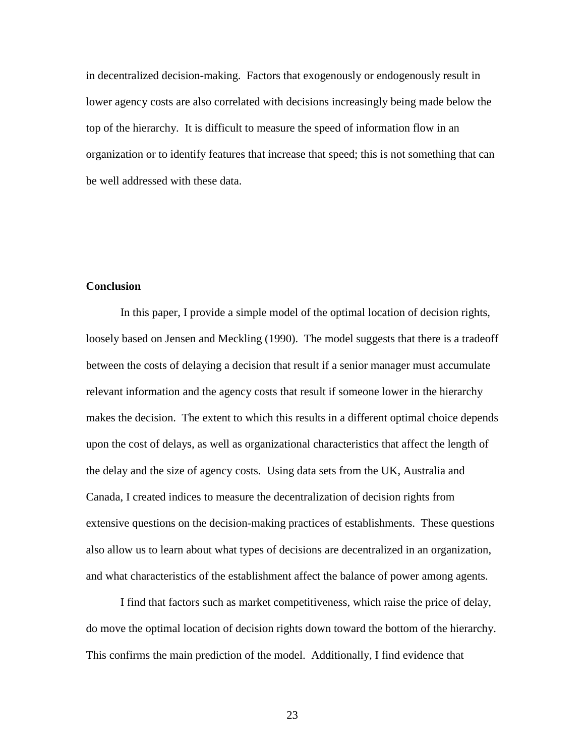in decentralized decision-making. Factors that exogenously or endogenously result in lower agency costs are also correlated with decisions increasingly being made below the top of the hierarchy. It is difficult to measure the speed of information flow in an organization or to identify features that increase that speed; this is not something that can be well addressed with these data.

## Conclusion

In this paper, I provide a simple model of the optimal location of decision rights, loosely based on Jensen and Meckling (1990). The model suggests that there is a tradeoff between the costs of delaying a decision that result if a senior manager must accumulate relevant information and the agency costs that result if someone lower in the hierarchy makes the decision. The extent to which this results in a different optimal choice depends upon the cost of delays, as well as organizational characteristics that affect the length of the delay and the size of agency costs. Using data sets from the UK, Australia and Canada, I created indices to measure the decentralization of decision rights from extensive questions on the decision-making practices of establishments. These questions also allow us to learn about what types of decisions are decentralized in an organization, and what characteristics of the establishment affect the balance of power among agents.

I find that factors such as market competitiveness, which raise the price of delay, do move the optimal location of decision rights down toward the bottom of the hierarchy. This confirms the main prediction of the model. Additionally, I find evidence that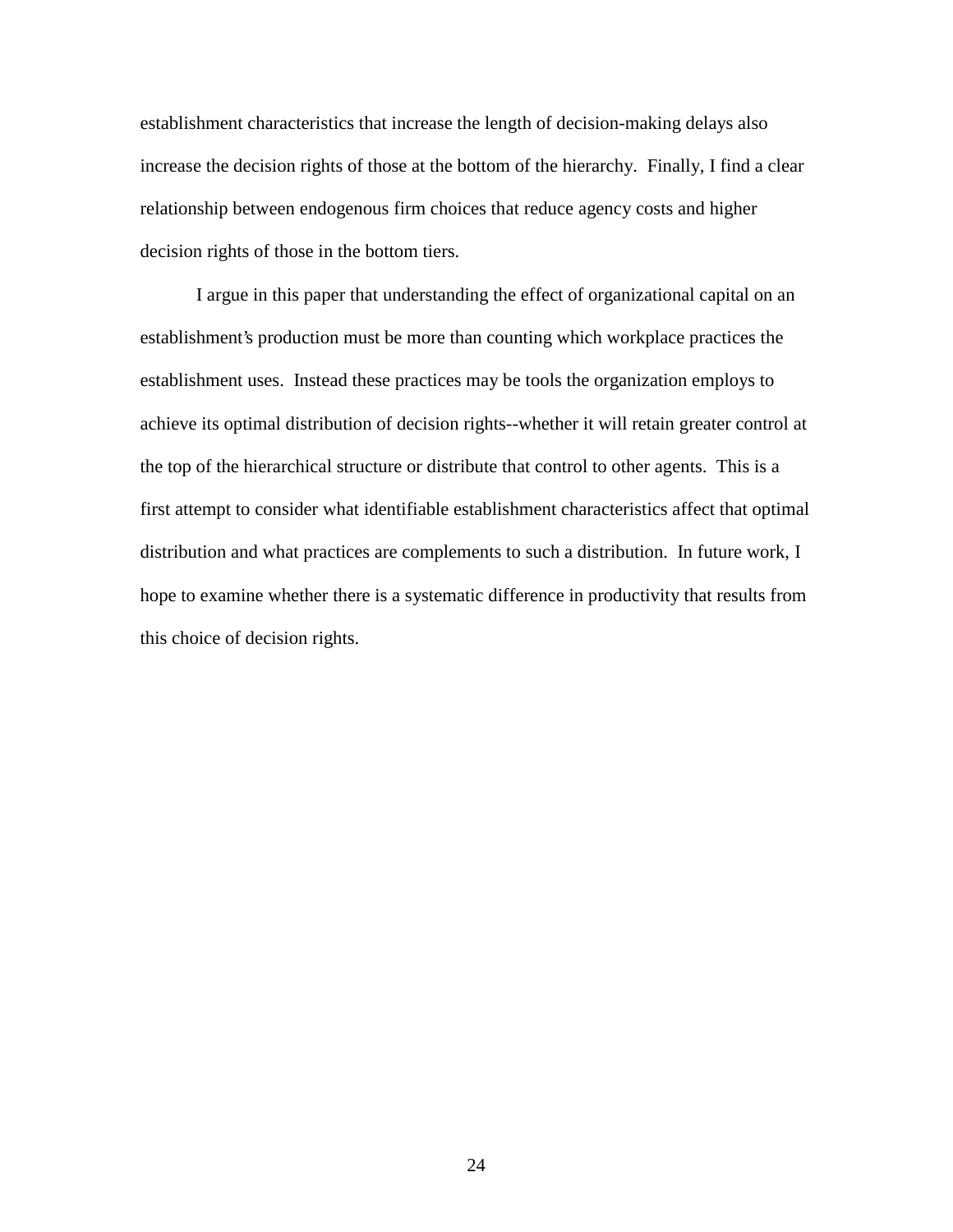establishment characteristics that increase the length of decision-making delays also increase the decision rights of those at the bottom of the hierarchy. Finally, I find a clear relationship between endogenous firm choices that reduce agency costs and higher decision rights of those in the bottom tiers.

I argue in this paper that understanding the effect of organizational capital on an establishment's production must be more than counting which workplace practices the establishment uses. Instead these practices may be tools the organization employs to achieve its optimal distribution of decision rights--whether it will retain greater control at the top of the hierarchical structure or distribute that control to other agents. This is a first attempt to consider what identifiable establishment characteristics affect that optimal distribution and what practices are complements to such a distribution. In future work, I hope to examine whether there is a systematic difference in productivity that results from this choice of decision rights.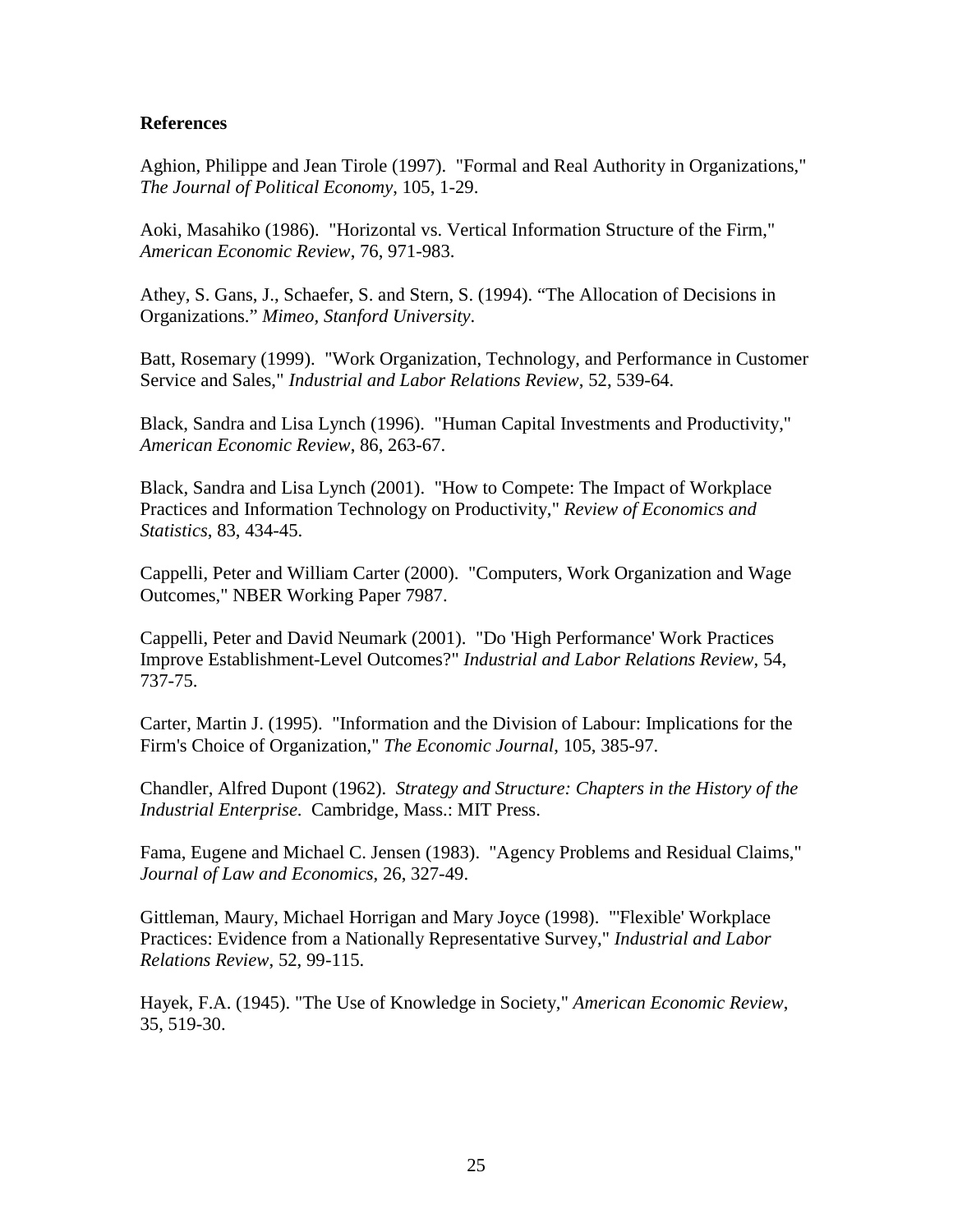## References

Aghion, Philippe and Jean Tirole (1997). "Formal and Real Authority in Organizations," *The Journal of Political Economy*, 105, 1-29.

Aoki, Masahiko (1986). "Horizontal vs. Vertical Information Structure of the Firm," *American Economic Review*, 76, 971-983.

Athey, S. Gans, J., Schaefer, S. and Stern, S. (1994). "The Allocation of Decisions in Organizations." *Mimeo, Stanford University*.

Batt, Rosemary (1999). "Work Organization, Technology, and Performance in Customer Service and Sales," *Industrial and Labor Relations Review*, 52, 539-64.

Black, Sandra and Lisa Lynch (1996). "Human Capital Investments and Productivity," *American Economic Review*, 86, 263-67.

Black, Sandra and Lisa Lynch (2001). "How to Compete: The Impact of Workplace Practices and Information Technology on Productivity," *Review of Economics and Statistics*, 83, 434-45.

Cappelli, Peter and William Carter (2000). "Computers, Work Organization and Wage Outcomes," NBER Working Paper 7987.

Cappelli, Peter and David Neumark (2001). "Do 'High Performance' Work Practices Improve Establishment-Level Outcomes?" *Industrial and Labor Relations Review*, 54, 737-75.

Carter, Martin J. (1995). "Information and the Division of Labour: Implications for the Firm's Choice of Organization," *The Economic Journal*, 105, 385-97.

Chandler, Alfred Dupont (1962). *Strategy and Structure: Chapters in the History of the Industrial Enterprise*. Cambridge, Mass.: MIT Press.

Fama, Eugene and Michael C. Jensen (1983). "Agency Problems and Residual Claims," *Journal of Law and Economics*, 26, 327-49.

Gittleman, Maury, Michael Horrigan and Mary Joyce (1998). "'Flexible' Workplace Practices: Evidence from a Nationally Representative Survey," *Industrial and Labor Relations Review*, 52, 99-115.

Hayek, F.A. (1945). "The Use of Knowledge in Society," *American Economic Review*, 35, 519-30.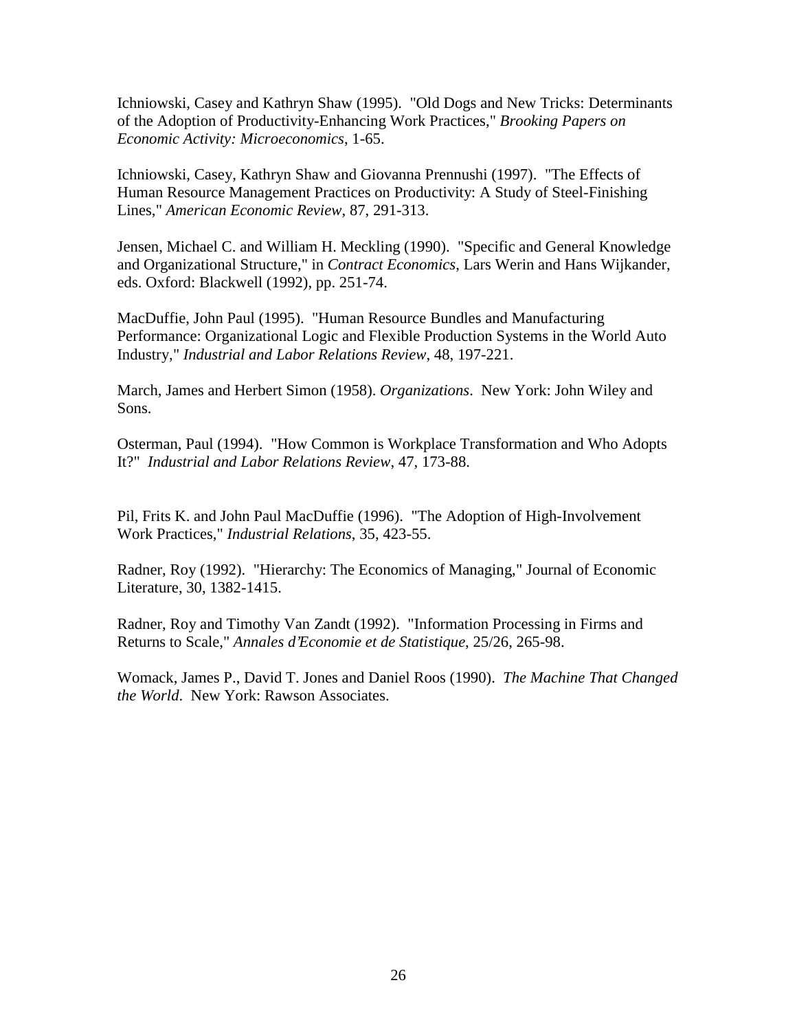Ichniowski, Casey and Kathryn Shaw (1995). "Old Dogs and New Tricks: Determinants of the Adoption of Productivity-Enhancing Work Practices," *Brooking Papers on Economic Activity: Microeconomics*, 1-65.

Ichniowski, Casey, Kathryn Shaw and Giovanna Prennushi (1997). "The Effects of Human Resource Management Practices on Productivity: A Study of Steel-Finishing Lines," *American Economic Review*, 87, 291-313.

Jensen, Michael C. and William H. Meckling (1990). "Specific and General Knowledge and Organizational Structure," in *Contract Economics*, Lars Werin and Hans Wijkander, eds. Oxford: Blackwell (1992), pp. 251-74.

MacDuffie, John Paul (1995). "Human Resource Bundles and Manufacturing Performance: Organizational Logic and Flexible Production Systems in the World Auto Industry," *Industrial and Labor Relations Review*, 48, 197-221.

March, James and Herbert Simon (1958). *Organizations*. New York: John Wiley and Sons.

Osterman, Paul (1994). "How Common is Workplace Transformation and Who Adopts It?" *Industrial and Labor Relations Review*, 47, 173-88.

Pil, Frits K. and John Paul MacDuffie (1996). "The Adoption of High-Involvement Work Practices," *Industrial Relations*, 35, 423-55.

Radner, Roy (1992). "Hierarchy: The Economics of Managing," Journal of Economic Literature, 30, 1382-1415.

Radner, Roy and Timothy Van Zandt (1992). "Information Processing in Firms and Returns to Scale," *Annales d'Economie et de Statistique*, 25/26, 265-98.

Womack, James P., David T. Jones and Daniel Roos (1990). *The Machine That Changed the World*. New York: Rawson Associates.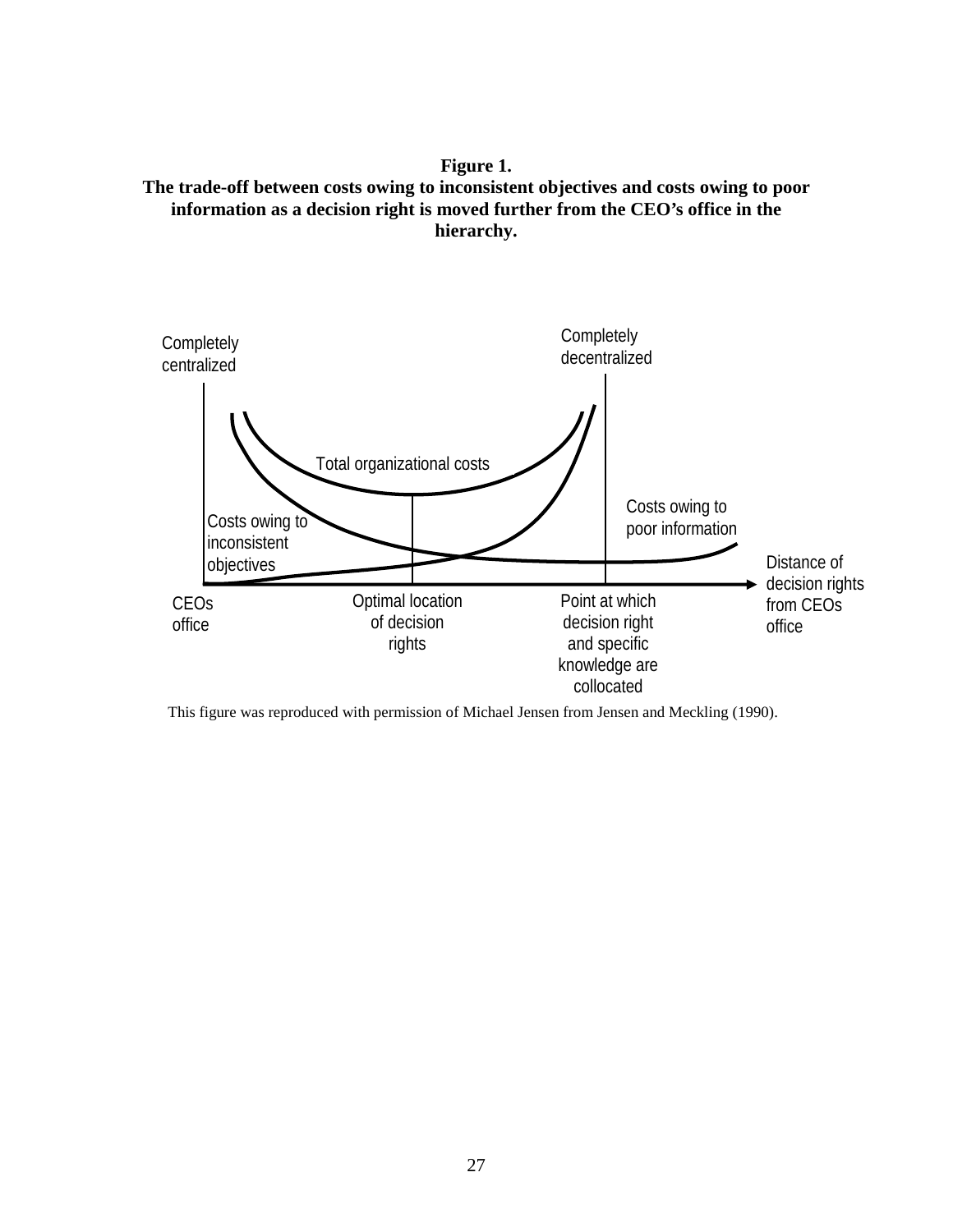**Figure 1.**
**The trade-off between costs owing to inconsistent objectives and costs owing to poor information as a decision right is moved further from the CEO's office in the hierarchy.**

Completely centralized

Completely decentralized

Total organizational costs

Costs owing to poor information

Costs owing to inconsistent objectives

Distance of decision rights from CEOs office

CEOs office

Optimal location of decision rights

Point at which decision right and specific knowledge are collocated

This figure was reproduced with permission of Michael Jensen from Jensen and Meckling (1990).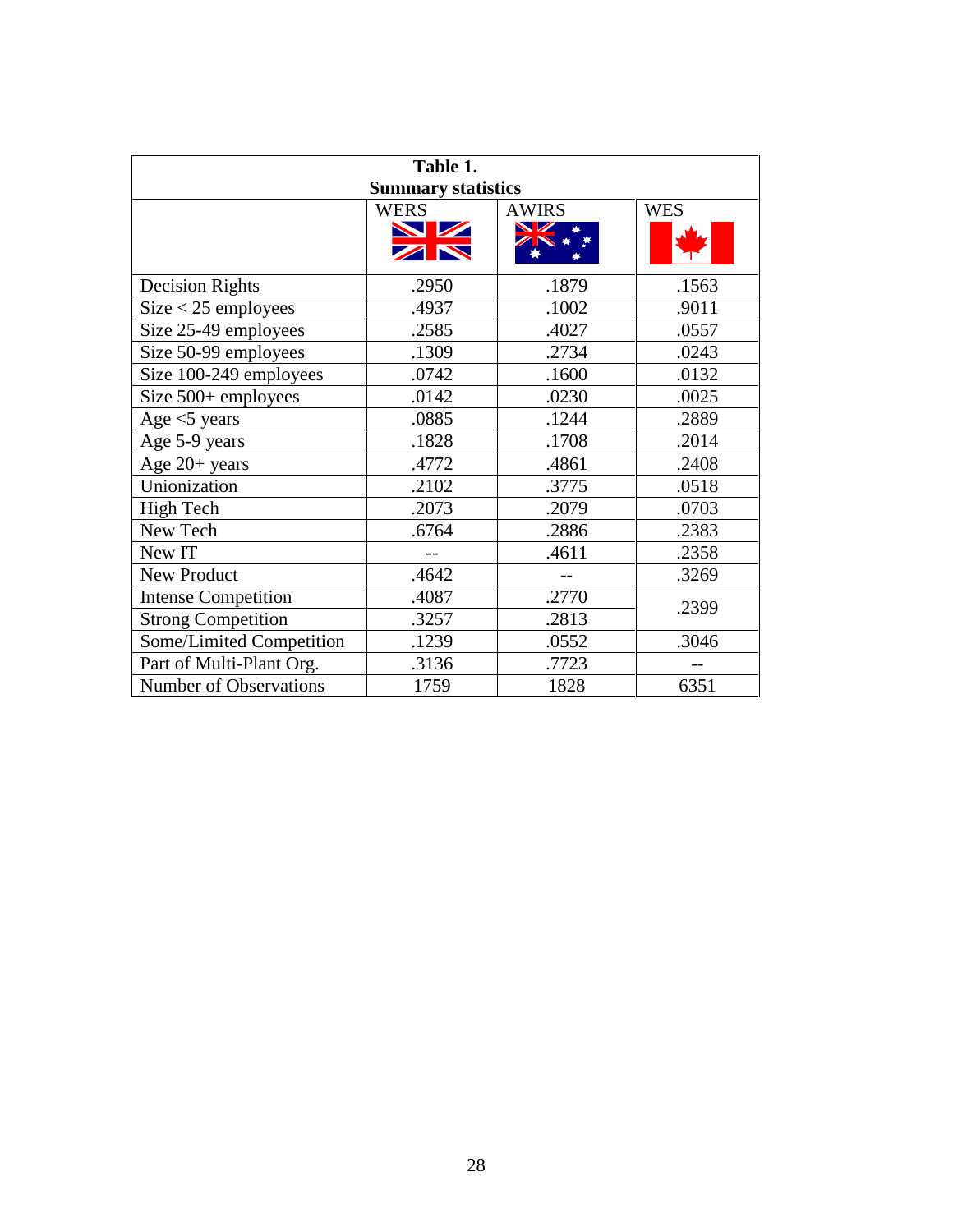**Table 1.**
**Summary statistics**

| | WERS | AWIRS | WES |
|---|---|---|---|
| Decision Rights | .2950 | .1879 | .1563 |
| Size < 25 employees | .4937 | .1002 | .9011 |
| Size 25-49 employees | .2585 | .4027 | .0557 |
| Size 50-99 employees | .1309 | .2734 | .0243 |
| Size 100-249 employees | .0742 | .1600 | .0132 |
| Size 500+ employees | .0142 | .0230 | .0025 |
| Age <5 years | .0885 | .1244 | .2889 |
| Age 5-9 years | .1828 | .1708 | .2014 |
| Age 20+ years | .4772 | .4861 | .2408 |
| Unionization | .2102 | .3775 | .0518 |
| High Tech | .2073 | .2079 | .0703 |
| New Tech | .6764 | .2886 | .2383 |
| New IT | -- | .4611 | .2358 |
| New Product | .4642 | -- | .3269 |
| Intense Competition | .4087 | .2770 | .2399 |
| Strong Competition | .3257 | .2813 | |
| Some/Limited Competition | .1239 | .0552 | .3046 |
| Part of Multi-Plant Org. | .3136 | .7723 | -- |
| Number of Observations | 1759 | 1828 | 6351 |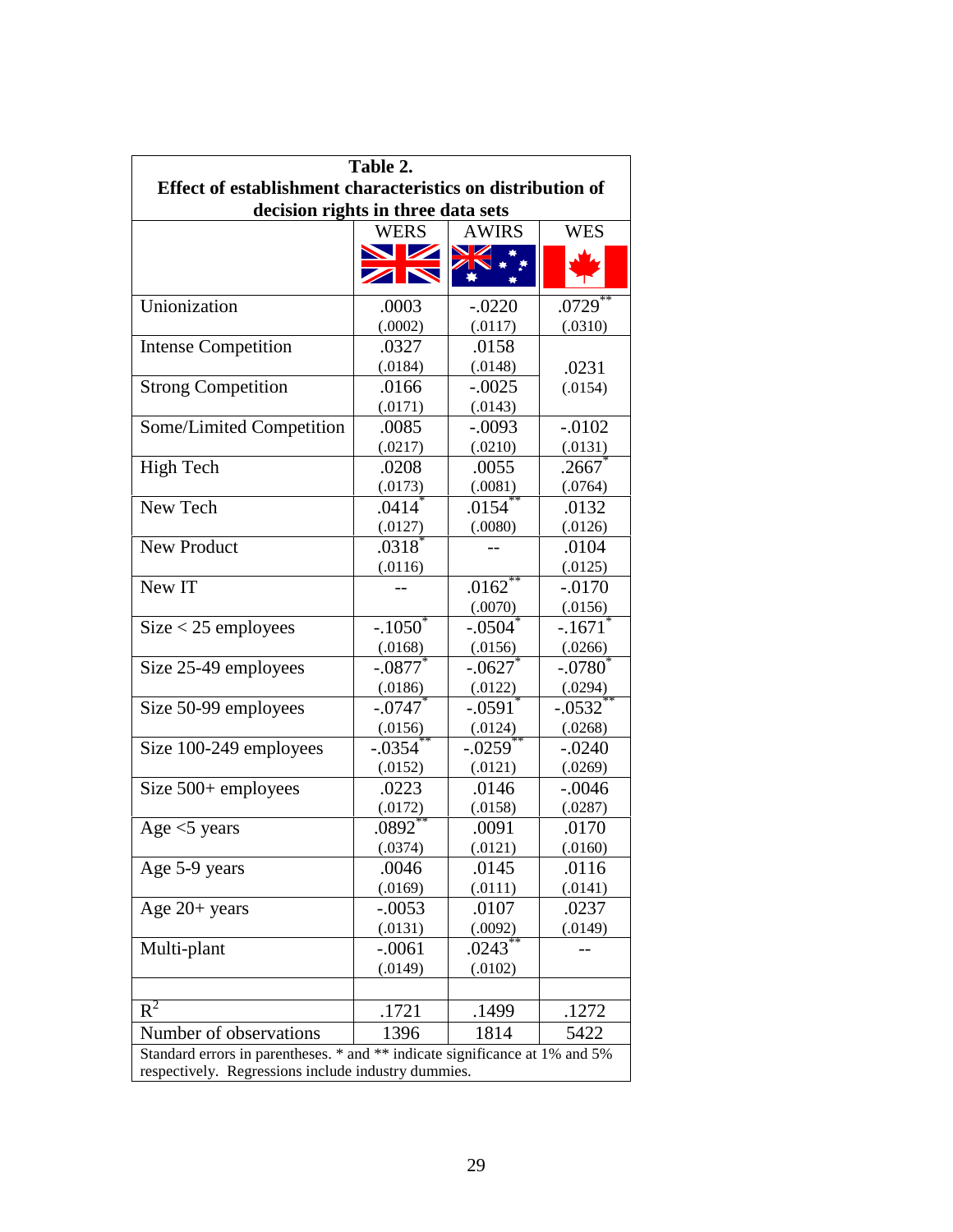**Table 2.**
**Effect of establishment characteristics on distribution of decision rights in three data sets**

| | WERS | AWIRS | WES |
|---|---|---|---|
| Unionization | .0003 (.0002) | -.0220 (.0117) | .0729** (.0310) |
| Intense Competition | .0327 (.0184) | .0158 (.0148) | .0231 (.0154) |
| Strong Competition | .0166 (.0171) | -.0025 (.0143) | |
| Some/Limited Competition | .0085 (.0217) | -.0093 (.0210) | -.0102 (.0131) |
| High Tech | .0208 (.0173) | .0055 (.0081) | .2667* (.0764) |
| New Tech | .0414* (.0127) | .0154** (.0080) | .0132 (.0126) |
| New Product | .0318* (.0116) | -- | .0104 (.0125) |
| New IT | -- | .0162** (.0070) | -.0170 (.0156) |
| Size < 25 employees | -.1050* (.0168) | -.0504* (.0156) | -.1671* (.0266) |
| Size 25-49 employees | -.0877* (.0186) | -.0627* (.0122) | -.0780* (.0294) |
| Size 50-99 employees | -.0747* (.0156) | -.0591* (.0124) | -.0532** (.0268) |
| Size 100-249 employees | -.0354** (.0152) | -.0259** (.0121) | -.0240 (.0269) |
| Size 500+ employees | .0223 (.0172) | .0146 (.0158) | -.0046 (.0287) |
| Age <5 years | .0892** (.0374) | .0091 (.0121) | .0170 (.0160) |
| Age 5-9 years | .0046 (.0169) | .0145 (.0111) | .0116 (.0141) |
| Age 20+ years | -.0053 (.0131) | .0107 (.0092) | .0237 (.0149) |
| Multi-plant | -.0061 (.0149) | .0243** (.0102) | -- |
| | | | |
| $R^2$ | .1721 | .1499 | .1272 |
| Number of observations | 1396 | 1814 | 5422 |

Standard errors in parentheses. * and ** indicate significance at 1% and 5% respectively. Regressions include industry dummies.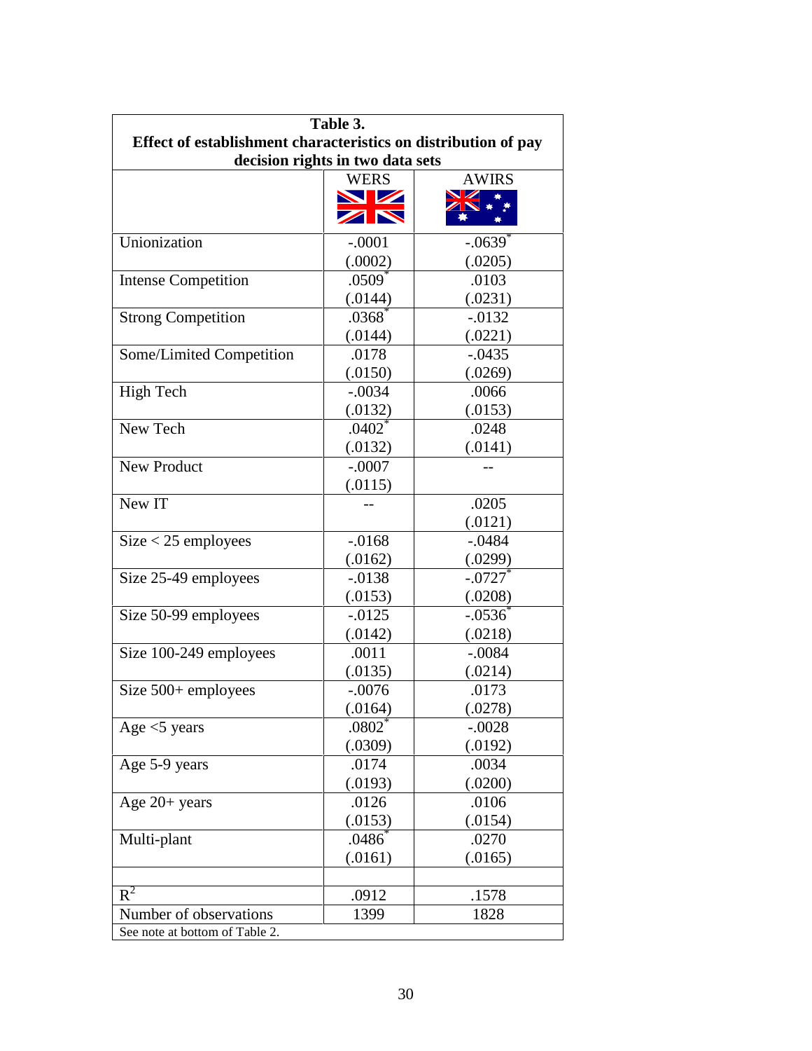**Table 3.**
**Effect of establishment characteristics on distribution of pay decision rights in two data sets**

| | WERS | AWIRS |
|---|---|---|
| Unionization | -.0001 | -.0639* |
| | (.0002) | (.0205) |
| Intense Competition | .0509* | .0103 |
| | (.0144) | (.0231) |
| Strong Competition | .0368* | -.0132 |
| | (.0144) | (.0221) |
| Some/Limited Competition | .0178 | -.0435 |
| | (.0150) | (.0269) |
| High Tech | -.0034 | .0066 |
| | (.0132) | (.0153) |
| New Tech | .0402* | .0248 |
| | (.0132) | (.0141) |
| New Product | -.0007 | -- |
| | (.0115) | |
| New IT | -- | .0205 |
| | | (.0121) |
| Size < 25 employees | -.0168 | -.0484 |
| | (.0162) | (.0299) |
| Size 25-49 employees | -.0138 | -.0727* |
| | (.0153) | (.0208) |
| Size 50-99 employees | -.0125 | -.0536* |
| | (.0142) | (.0218) |
| Size 100-249 employees | .0011 | -.0084 |
| | (.0135) | (.0214) |
| Size 500+ employees | -.0076 | .0173 |
| | (.0164) | (.0278) |
| Age <5 years | .0802* | -.0028 |
| | (.0309) | (.0192) |
| Age 5-9 years | .0174 | .0034 |
| | (.0193) | (.0200) |
| Age 20+ years | .0126 | .0106 |
| | (.0153) | (.0154) |
| Multi-plant | .0486* | .0270 |
| | (.0161) | (.0165) |
| | | |
| $R^2$ | .0912 | .1578 |
| Number of observations | 1399 | 1828 |

See note at bottom of Table 2.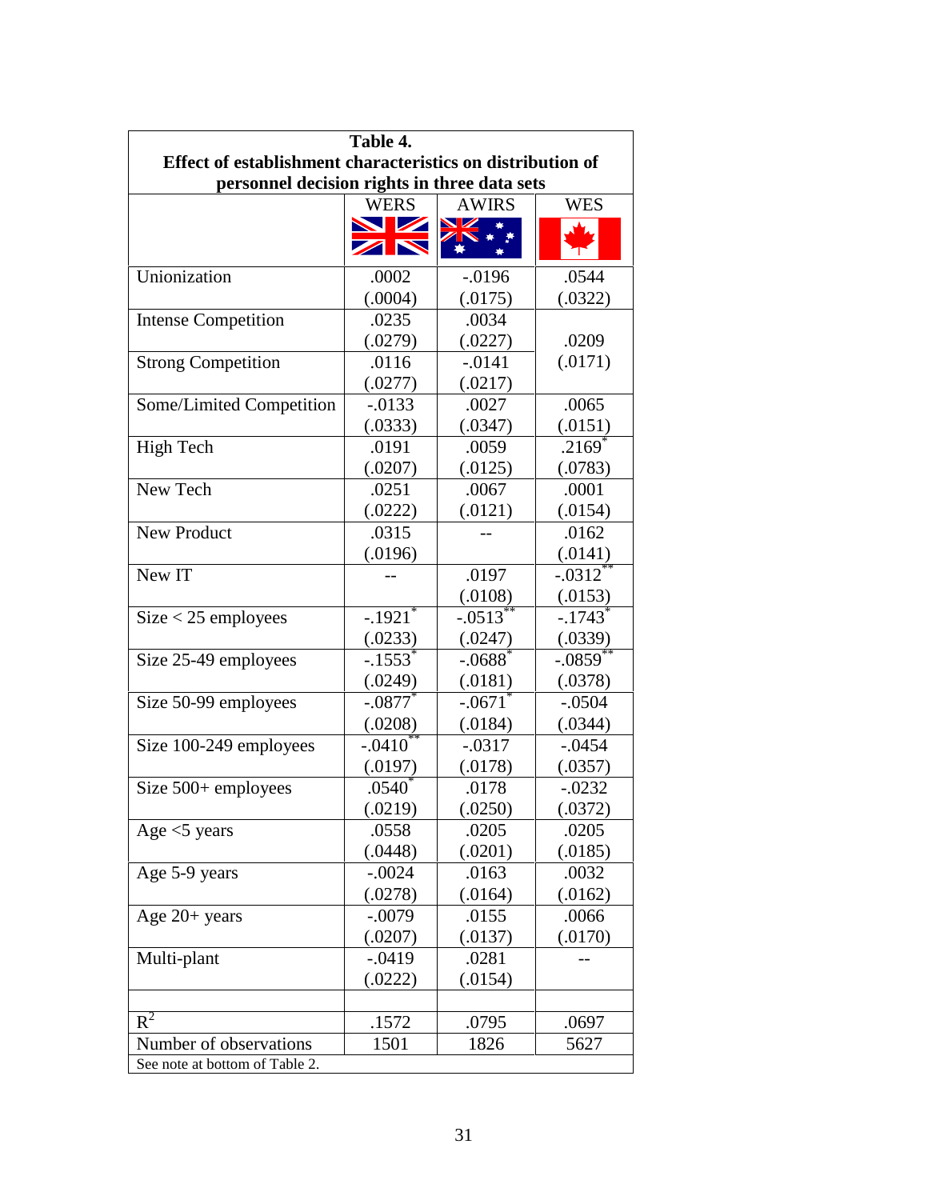**Table 4.**
**Effect of establishment characteristics on distribution of personnel decision rights in three data sets**

| | WERS | AWIRS | WES |
|---|---|---|---|
| Unionization | .0002 (.0004) | -.0196 (.0175) | .0544 (.0322) |
| Intense Competition | .0235 (.0279) | .0034 (.0227) | .0209 (.0171) |
| Strong Competition | .0116 (.0277) | -.0141 (.0217) | |
| Some/Limited Competition | -.0133 (.0333) | .0027 (.0347) | .0065 (.0151) |
| High Tech | .0191 (.0207) | .0059 (.0125) | .2169* (.0783) |
| New Tech | .0251 (.0222) | .0067 (.0121) | .0001 (.0154) |
| New Product | .0315 (.0196) | -- | .0162 (.0141) |
| New IT | -- | .0197 (.0108) | -.0312** (.0153) |
| Size < 25 employees | -.1921* (.0233) | -.0513** (.0247) | -.1743* (.0339) |
| Size 25-49 employees | -.1553* (.0249) | -.0688* (.0181) | -.0859** (.0378) |
| Size 50-99 employees | -.0877* (.0208) | -.0671* (.0184) | -.0504 (.0344) |
| Size 100-249 employees | -.0410** (.0197) | -.0317 (.0178) | -.0454 (.0357) |
| Size 500+ employees | .0540* (.0219) | .0178 (.0250) | -.0232 (.0372) |
| Age <5 years | .0558 (.0448) | .0205 (.0201) | .0205 (.0185) |
| Age 5-9 years | -.0024 (.0278) | .0163 (.0164) | .0032 (.0162) |
| Age 20+ years | -.0079 (.0207) | .0155 (.0137) | .0066 (.0170) |
| Multi-plant | -.0419 (.0222) | .0281 (.0154) | -- |
| | | | |
| $R^2$ | .1572 | .0795 | .0697 |
| Number of observations | 1501 | 1826 | 5627 |

See note at bottom of Table 2.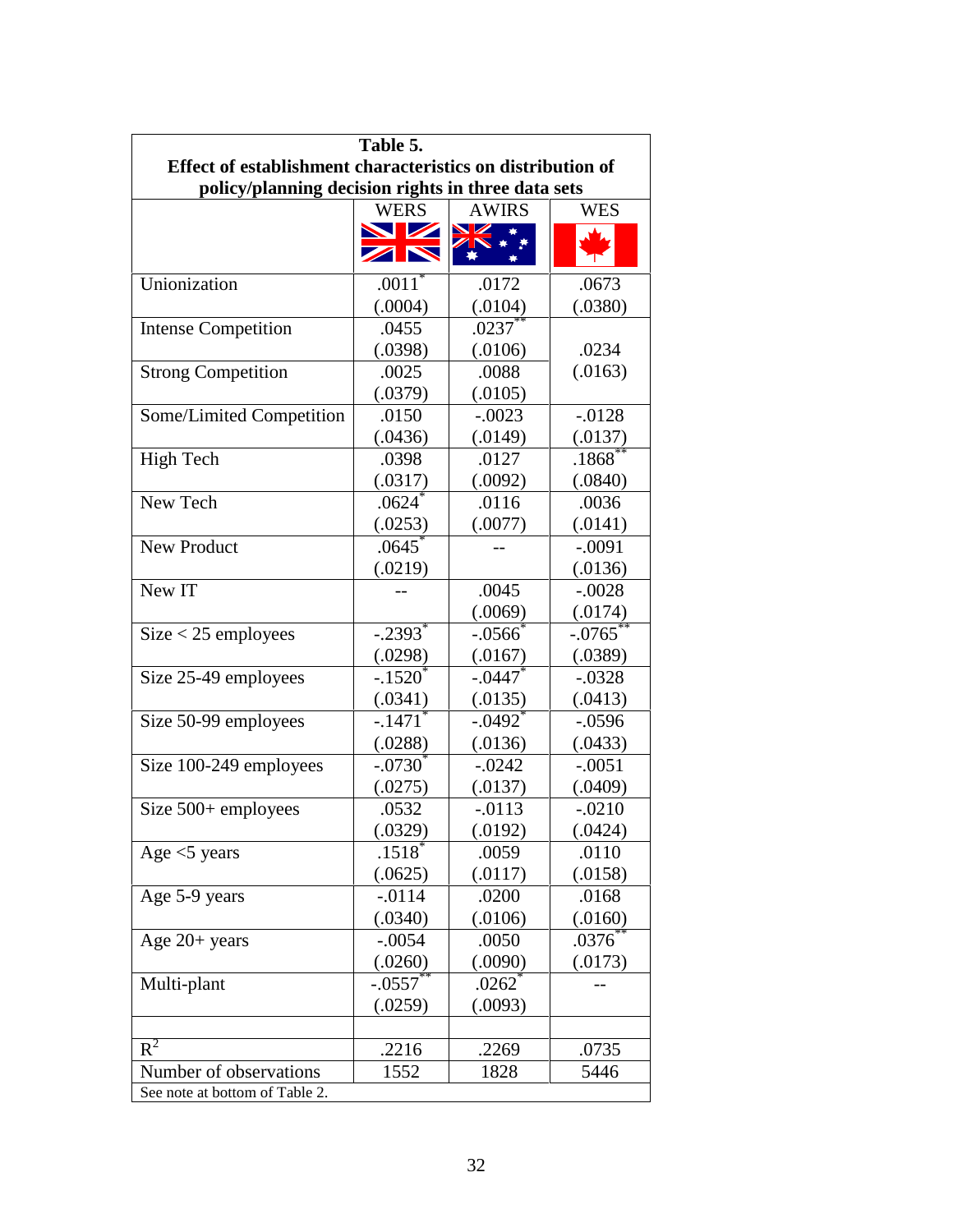**Table 5.**
**Effect of establishment characteristics on distribution of policy/planning decision rights in three data sets**

| | WERS | AWIRS | WES |
|---|---|---|---|
| Unionization | .0011* (.0004) | .0172 (.0104) | .0673 (.0380) |
| Intense Competition | .0455 (.0398) | .0237** (.0106) | .0234 (.0163) |
| Strong Competition | .0025 (.0379) | .0088 (.0105) | |
| Some/Limited Competition | .0150 (.0436) | -.0023 (.0149) | -.0128 (.0137) |
| High Tech | .0398 (.0317) | .0127 (.0092) | .1868** (.0840) |
| New Tech | .0624* (.0253) | .0116 (.0077) | .0036 (.0141) |
| New Product | .0645* (.0219) | -- | -.0091 (.0136) |
| New IT | -- | .0045 (.0069) | -.0028 (.0174) |
| Size < 25 employees | -.2393* (.0298) | -.0566* (.0167) | -.0765** (.0389) |
| Size 25-49 employees | -.1520* (.0341) | -.0447* (.0135) | -.0328 (.0413) |
| Size 50-99 employees | -.1471* (.0288) | -.0492* (.0136) | -.0596 (.0433) |
| Size 100-249 employees | -.0730* (.0275) | -.0242 (.0137) | -.0051 (.0409) |
| Size 500+ employees | .0532 (.0329) | -.0113 (.0192) | -.0210 (.0424) |
| Age <5 years | .1518* (.0625) | .0059 (.0117) | .0110 (.0158) |
| Age 5-9 years | -.0114 (.0340) | .0200 (.0106) | .0168 (.0160) |
| Age 20+ years | -.0054 (.0260) | .0050 (.0090) | .0376** (.0173) |
| Multi-plant | -.0557** (.0259) | .0262* (.0093) | -- |
| | | | |
| $R^2$ | .2216 | .2269 | .0735 |
| Number of observations | 1552 | 1828 | 5446 |

See note at bottom of Table 2.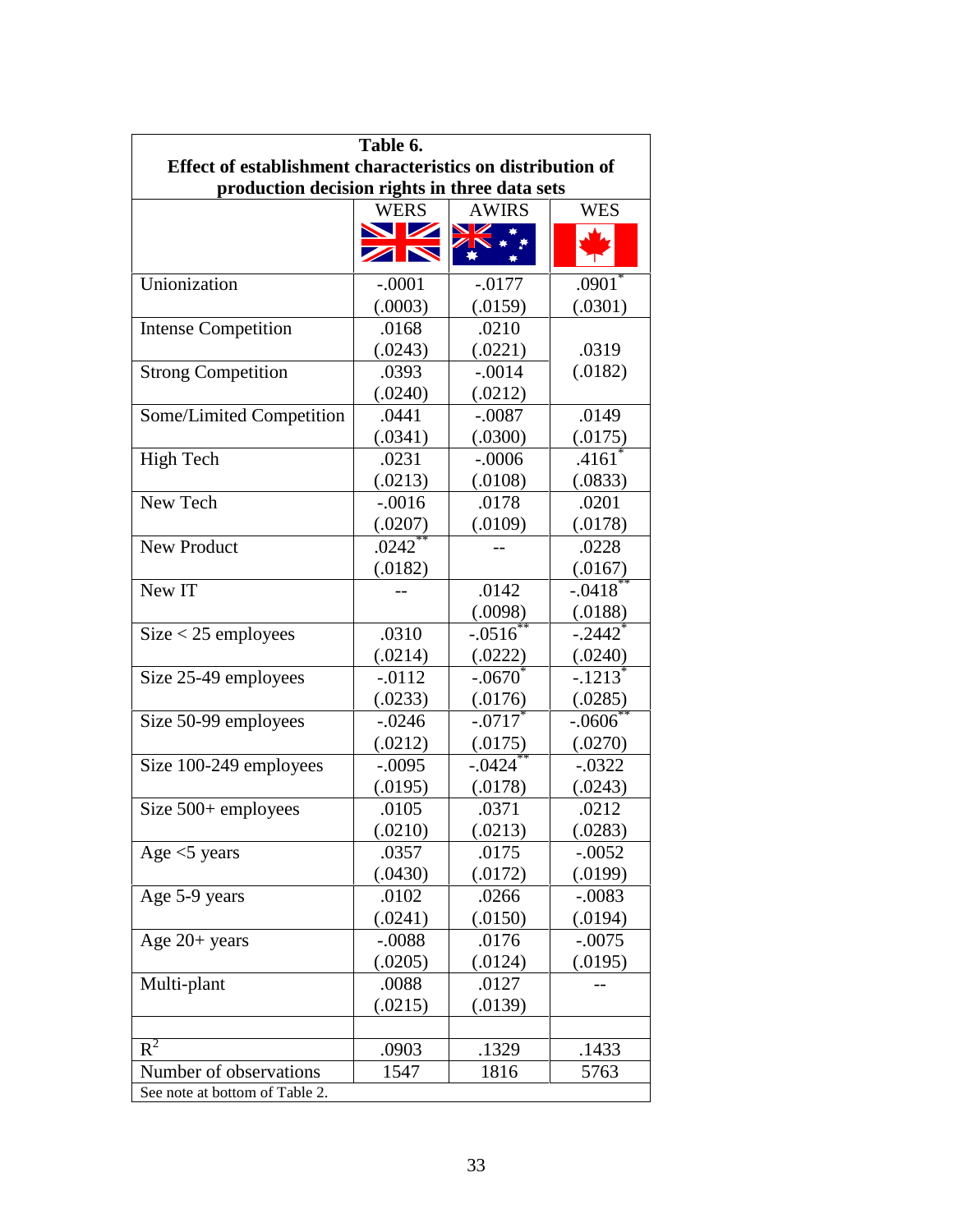**Table 6.**
**Effect of establishment characteristics on distribution of production decision rights in three data sets**

| | WERS | AWIRS | WES |
|---|---|---|---|
| Unionization | -.0001 (.0003) | -.0177 (.0159) | .0901* (.0301) |
| Intense Competition | .0168 (.0243) | .0210 (.0221) | .0319 (.0182) |
| Strong Competition | .0393 (.0240) | -.0014 (.0212) | |
| Some/Limited Competition | .0441 (.0341) | -.0087 (.0300) | .0149 (.0175) |
| High Tech | .0231 (.0213) | -.0006 (.0108) | .4161* (.0833) |
| New Tech | -.0016 (.0207) | .0178 (.0109) | .0201 (.0178) |
| New Product | .0242** (.0182) | -- | .0228 (.0167) |
| New IT | -- | .0142 (.0098) | -.0418** (.0188) |
| Size < 25 employees | .0310 (.0214) | -.0516** (.0222) | -.2442* (.0240) |
| Size 25-49 employees | -.0112 (.0233) | -.0670* (.0176) | -.1213* (.0285) |
| Size 50-99 employees | -.0246 (.0212) | -.0717* (.0175) | -.0606** (.0270) |
| Size 100-249 employees | -.0095 (.0195) | -.0424** (.0178) | -.0322 (.0243) |
| Size 500+ employees | .0105 (.0210) | .0371 (.0213) | .0212 (.0283) |
| Age <5 years | .0357 (.0430) | .0175 (.0172) | -.0052 (.0199) |
| Age 5-9 years | .0102 (.0241) | .0266 (.0150) | -.0083 (.0194) |
| Age 20+ years | -.0088 (.0205) | .0176 (.0124) | -.0075 (.0195) |
| Multi-plant | .0088 (.0215) | .0127 (.0139) | -- |
| | | | |
| $R^2$ | .0903 | .1329 | .1433 |
| Number of observations | 1547 | 1816 | 5763 |

See note at bottom of Table 2.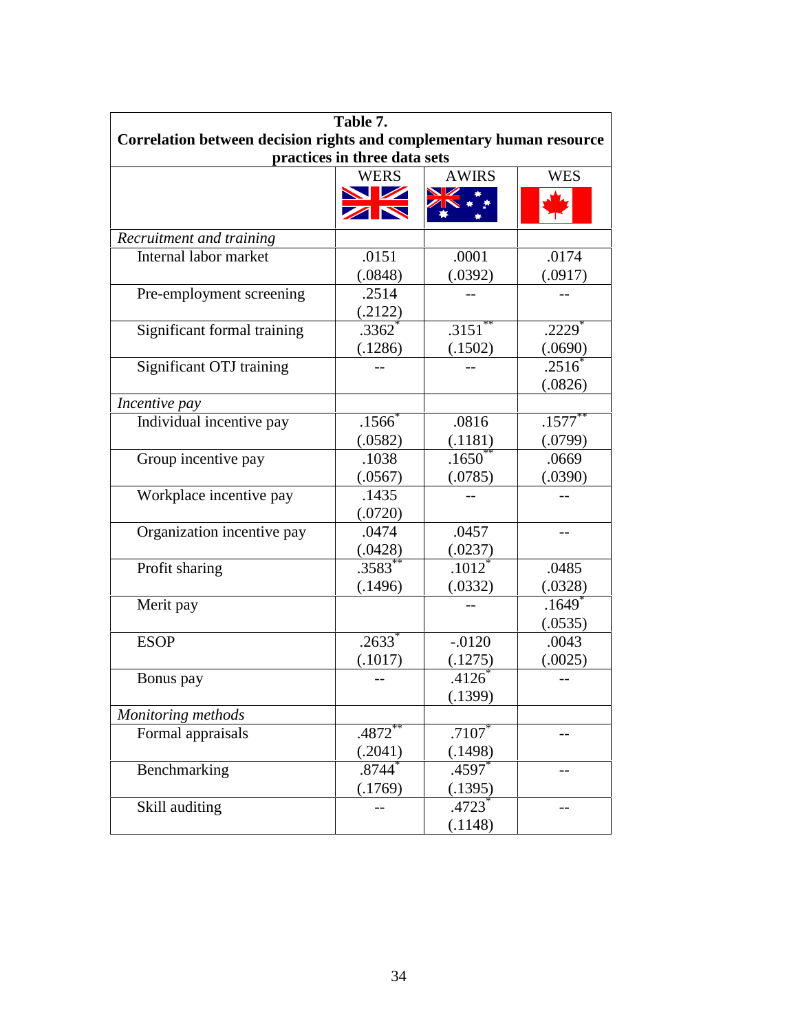**Table 7.**
**Correlation between decision rights and complementary human resource practices in three data sets**

| | WERS | AWIRS | WES |
|---|---|---|---|
| *Recruitment and training* | | | |
| Internal labor market | .0151 (.0848) | .0001 (.0392) | .0174 (.0917) |
| Pre-employment screening | .2514 (.2122) | -- | -- |
| Significant formal training | .3362* (.1286) | .3151** (.1502) | .2229* (.0690) |
| Significant OTJ training | -- | -- | .2516* (.0826) |
| *Incentive pay* | | | |
| Individual incentive pay | .1566* (.0582) | .0816 (.1181) | .1577** (.0799) |
| Group incentive pay | .1038 (.0567) | .1650** (.0785) | .0669 (.0390) |
| Workplace incentive pay | .1435 (.0720) | -- | -- |
| Organization incentive pay | .0474 (.0428) | .0457 (.0237) | -- |
| Profit sharing | .3583** (.1496) | .1012* (.0332) | .0485 (.0328) |
| Merit pay | | -- | .1649* (.0535) |
| ESOP | .2633* (.1017) | -.0120 (.1275) | .0043 (.0025) |
| Bonus pay | -- | .4126* (.1399) | -- |
| *Monitoring methods* | | | |
| Formal appraisals | .4872** (.2041) | .7107* (.1498) | -- |
| Benchmarking | .8744* (.1769) | .4597* (.1395) | -- |
| Skill auditing | -- | .4723* (.1148) | -- |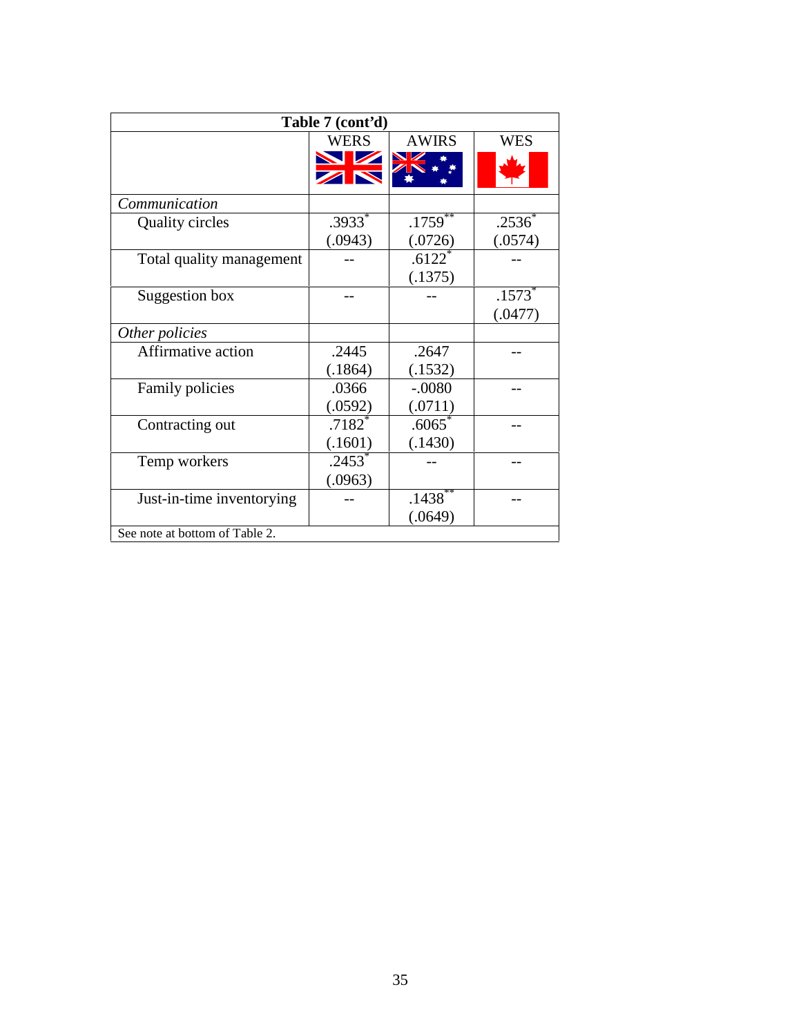| Table 7 (cont'd) | | | |
|---|---|---|---|
| | WERS | AWIRS | WES |
| *Communication* | | | |
| Quality circles | .3933* (.0943) | .1759** (.0726) | .2536* (.0574) |
| Total quality management | -- | .6122* (.1375) | -- |
| Suggestion box | -- | -- | .1573* (.0477) |
| *Other policies* | | | |
| Affirmative action | .2445 (.1864) | .2647 (.1532) | -- |
| Family policies | .0366 (.0592) | -.0080 (.0711) | -- |
| Contracting out | .7182* (.1601) | .6065* (.1430) | -- |
| Temp workers | .2453* (.0963) | -- | -- |
| Just-in-time inventorying | -- | .1438** (.0649) | -- |

See note at bottom of Table 2.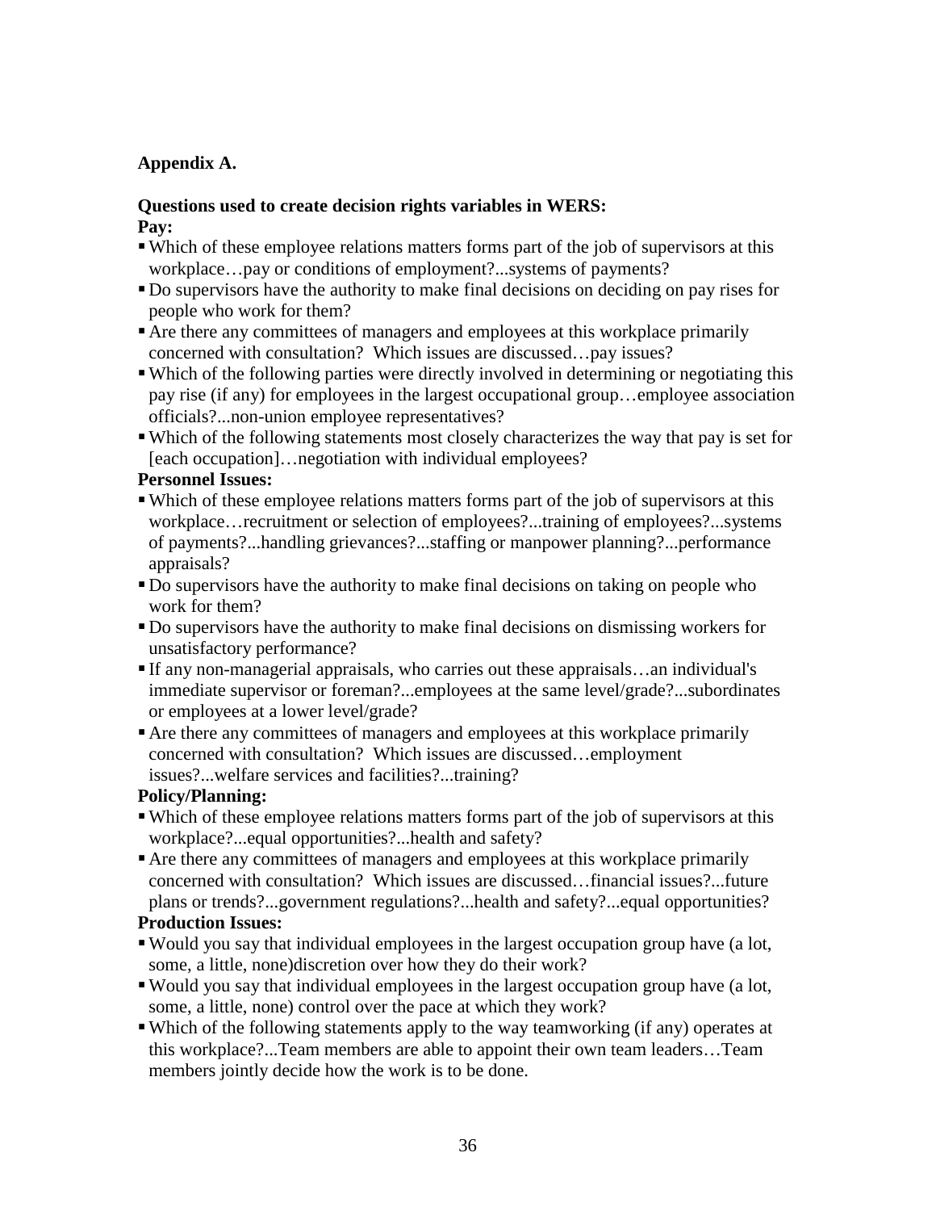**Appendix A.**

**Questions used to create decision rights variables in WERS:**

**Pay:**

- Which of these employee relations matters forms part of the job of supervisors at this workplace…pay or conditions of employment?...systems of payments?
- Do supervisors have the authority to make final decisions on deciding on pay rises for people who work for them?
- Are there any committees of managers and employees at this workplace primarily concerned with consultation? Which issues are discussed…pay issues?
- Which of the following parties were directly involved in determining or negotiating this pay rise (if any) for employees in the largest occupational group…employee association officials?...non-union employee representatives?
- Which of the following statements most closely characterizes the way that pay is set for [each occupation]…negotiation with individual employees?

**Personnel Issues:**

- Which of these employee relations matters forms part of the job of supervisors at this workplace…recruitment or selection of employees?...training of employees?...systems of payments?...handling grievances?...staffing or manpower planning?...performance appraisals?
- Do supervisors have the authority to make final decisions on taking on people who work for them?
- Do supervisors have the authority to make final decisions on dismissing workers for unsatisfactory performance?
- If any non-managerial appraisals, who carries out these appraisals…an individual's immediate supervisor or foreman?...employees at the same level/grade?...subordinates or employees at a lower level/grade?
- Are there any committees of managers and employees at this workplace primarily concerned with consultation? Which issues are discussed…employment issues?...welfare services and facilities?...training?

**Policy/Planning:**

- Which of these employee relations matters forms part of the job of supervisors at this workplace?...equal opportunities?...health and safety?
- Are there any committees of managers and employees at this workplace primarily concerned with consultation? Which issues are discussed…financial issues?...future plans or trends?...government regulations?...health and safety?...equal opportunities?

**Production Issues:**

- Would you say that individual employees in the largest occupation group have (a lot, some, a little, none)discretion over how they do their work?
- Would you say that individual employees in the largest occupation group have (a lot, some, a little, none) control over the pace at which they work?
- Which of the following statements apply to the way teamworking (if any) operates at this workplace?...Team members are able to appoint their own team leaders…Team members jointly decide how the work is to be done.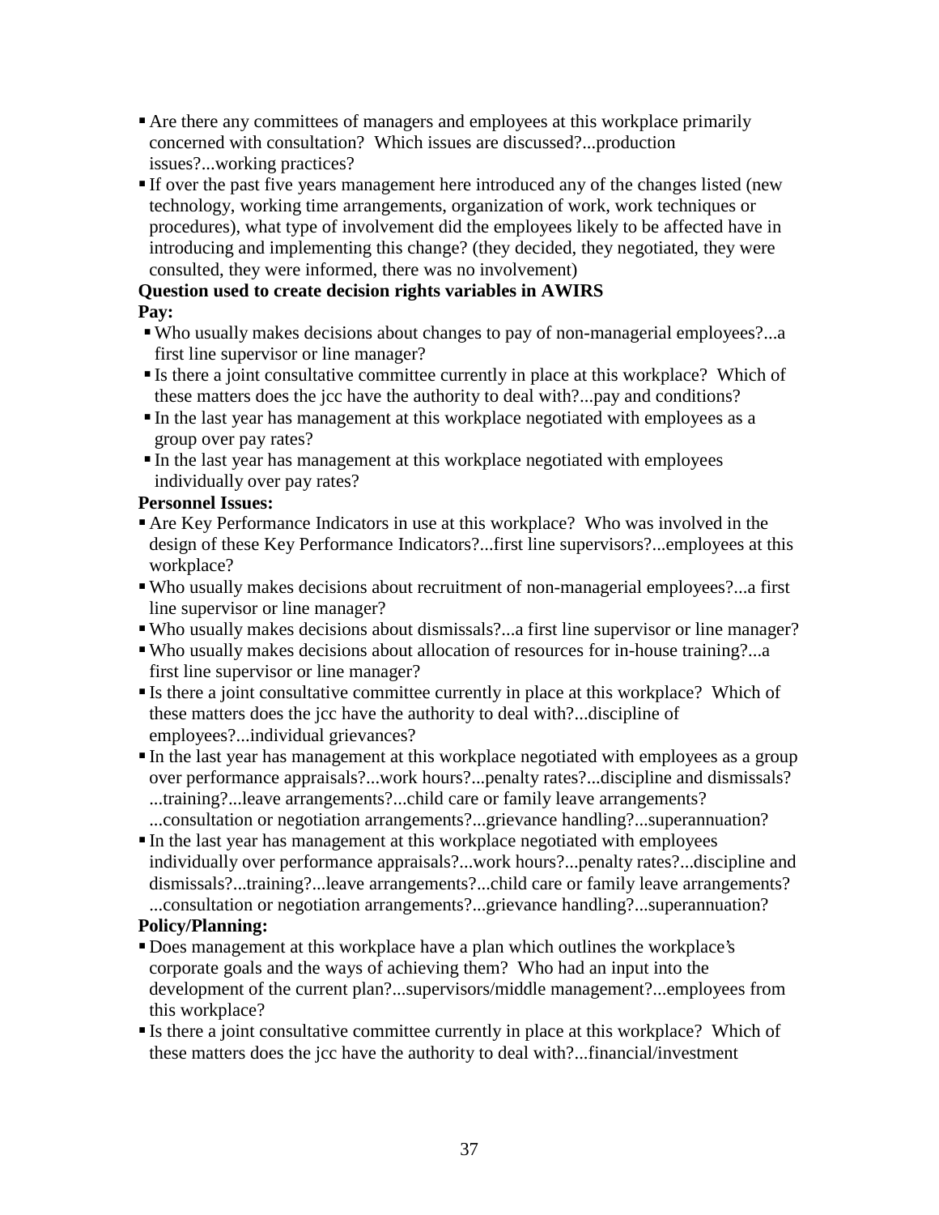- Are there any committees of managers and employees at this workplace primarily concerned with consultation? Which issues are discussed?...production issues?...working practices?
- If over the past five years management here introduced any of the changes listed (new technology, working time arrangements, organization of work, work techniques or procedures), what type of involvement did the employees likely to be affected have in introducing and implementing this change? (they decided, they negotiated, they were consulted, they were informed, there was no involvement)

**Question used to create decision rights variables in AWIRS**

**Pay:**

- Who usually makes decisions about changes to pay of non-managerial employees?...a first line supervisor or line manager?
- Is there a joint consultative committee currently in place at this workplace? Which of these matters does the jcc have the authority to deal with?...pay and conditions?
- In the last year has management at this workplace negotiated with employees as a group over pay rates?
- In the last year has management at this workplace negotiated with employees individually over pay rates?

**Personnel Issues:**

- Are Key Performance Indicators in use at this workplace? Who was involved in the design of these Key Performance Indicators?...first line supervisors?...employees at this workplace?
- Who usually makes decisions about recruitment of non-managerial employees?...a first line supervisor or line manager?
- Who usually makes decisions about dismissals?...a first line supervisor or line manager?
- Who usually makes decisions about allocation of resources for in-house training?...a first line supervisor or line manager?
- Is there a joint consultative committee currently in place at this workplace? Which of these matters does the jcc have the authority to deal with?...discipline of employees?...individual grievances?
- In the last year has management at this workplace negotiated with employees as a group over performance appraisals?...work hours?...penalty rates?...discipline and dismissals? ...training?...leave arrangements?...child care or family leave arrangements? ...consultation or negotiation arrangements?...grievance handling?...superannuation?
- In the last year has management at this workplace negotiated with employees individually over performance appraisals?...work hours?...penalty rates?...discipline and dismissals?...training?...leave arrangements?...child care or family leave arrangements? ...consultation or negotiation arrangements?...grievance handling?...superannuation?

**Policy/Planning:**

- Does management at this workplace have a plan which outlines the workplace's corporate goals and the ways of achieving them? Who had an input into the development of the current plan?...supervisors/middle management?...employees from this workplace?
- Is there a joint consultative committee currently in place at this workplace? Which of these matters does the jcc have the authority to deal with?...financial/investment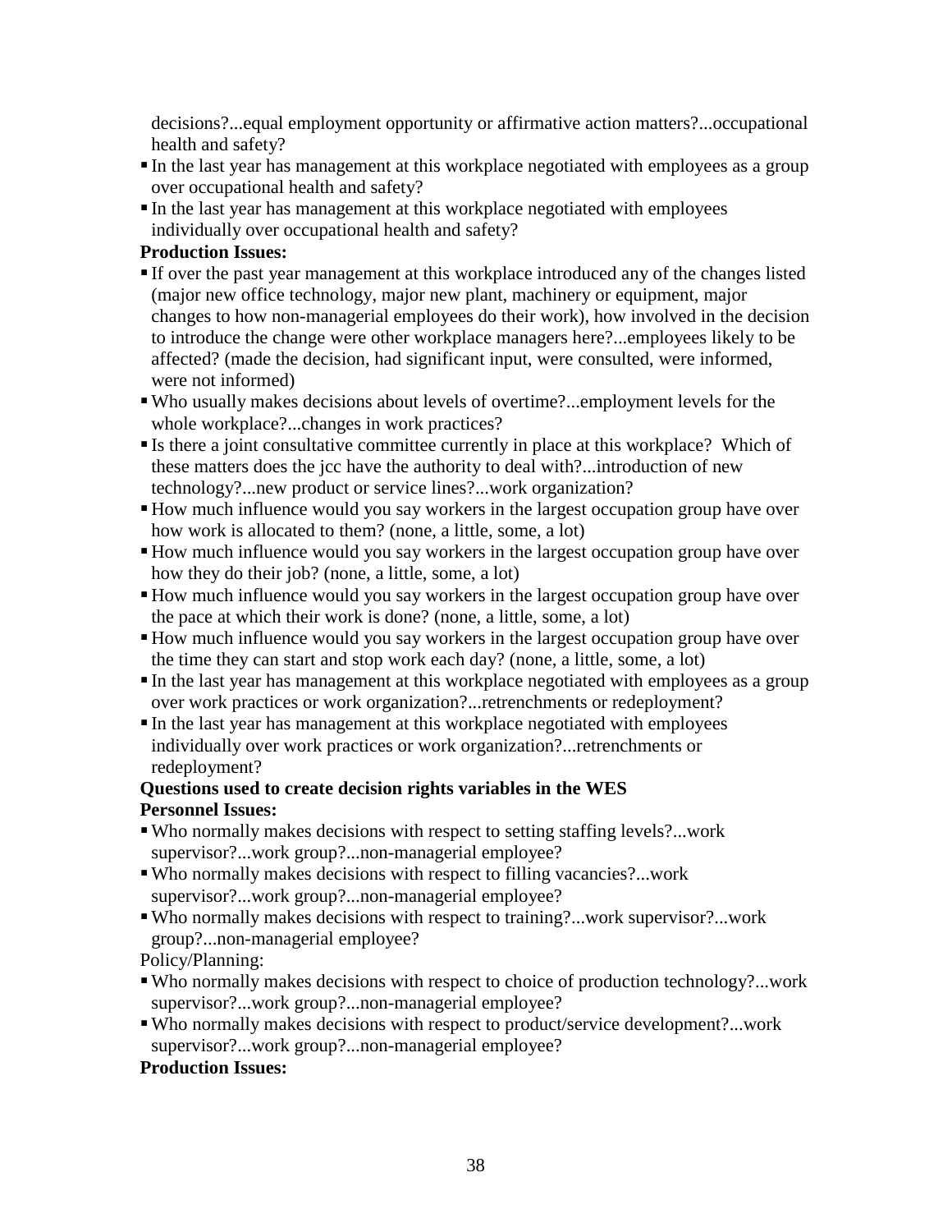decisions?...equal employment opportunity or affirmative action matters?...occupational health and safety?

- In the last year has management at this workplace negotiated with employees as a group over occupational health and safety?
- In the last year has management at this workplace negotiated with employees individually over occupational health and safety?

**Production Issues:**

- If over the past year management at this workplace introduced any of the changes listed (major new office technology, major new plant, machinery or equipment, major changes to how non-managerial employees do their work), how involved in the decision to introduce the change were other workplace managers here?...employees likely to be affected? (made the decision, had significant input, were consulted, were informed, were not informed)
- Who usually makes decisions about levels of overtime?...employment levels for the whole workplace?...changes in work practices?
- Is there a joint consultative committee currently in place at this workplace? Which of these matters does the jcc have the authority to deal with?...introduction of new technology?...new product or service lines?...work organization?
- How much influence would you say workers in the largest occupation group have over how work is allocated to them? (none, a little, some, a lot)
- How much influence would you say workers in the largest occupation group have over how they do their job? (none, a little, some, a lot)
- How much influence would you say workers in the largest occupation group have over the pace at which their work is done? (none, a little, some, a lot)
- How much influence would you say workers in the largest occupation group have over the time they can start and stop work each day? (none, a little, some, a lot)
- In the last year has management at this workplace negotiated with employees as a group over work practices or work organization?...retrenchments or redeployment?
- In the last year has management at this workplace negotiated with employees individually over work practices or work organization?...retrenchments or redeployment?

**Questions used to create decision rights variables in the WES**

**Personnel Issues:**

- Who normally makes decisions with respect to setting staffing levels?...work supervisor?...work group?...non-managerial employee?
- Who normally makes decisions with respect to filling vacancies?...work supervisor?...work group?...non-managerial employee?
- Who normally makes decisions with respect to training?...work supervisor?...work group?...non-managerial employee?

Policy/Planning:

- Who normally makes decisions with respect to choice of production technology?...work supervisor?...work group?...non-managerial employee?
- Who normally makes decisions with respect to product/service development?...work supervisor?...work group?...non-managerial employee?

**Production Issues:**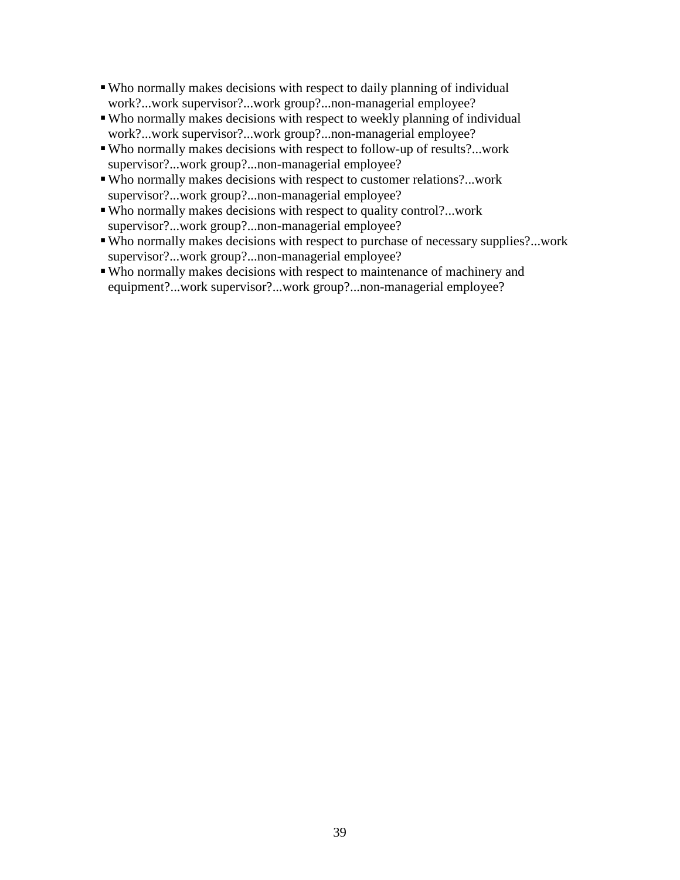- Who normally makes decisions with respect to daily planning of individual work?...work supervisor?...work group?...non-managerial employee?
- Who normally makes decisions with respect to weekly planning of individual work?...work supervisor?...work group?...non-managerial employee?
- Who normally makes decisions with respect to follow-up of results?...work supervisor?...work group?...non-managerial employee?
- Who normally makes decisions with respect to customer relations?...work supervisor?...work group?...non-managerial employee?
- Who normally makes decisions with respect to quality control?...work supervisor?...work group?...non-managerial employee?
- Who normally makes decisions with respect to purchase of necessary supplies?...work supervisor?...work group?...non-managerial employee?
- Who normally makes decisions with respect to maintenance of machinery and equipment?...work supervisor?...work group?...non-managerial employee?